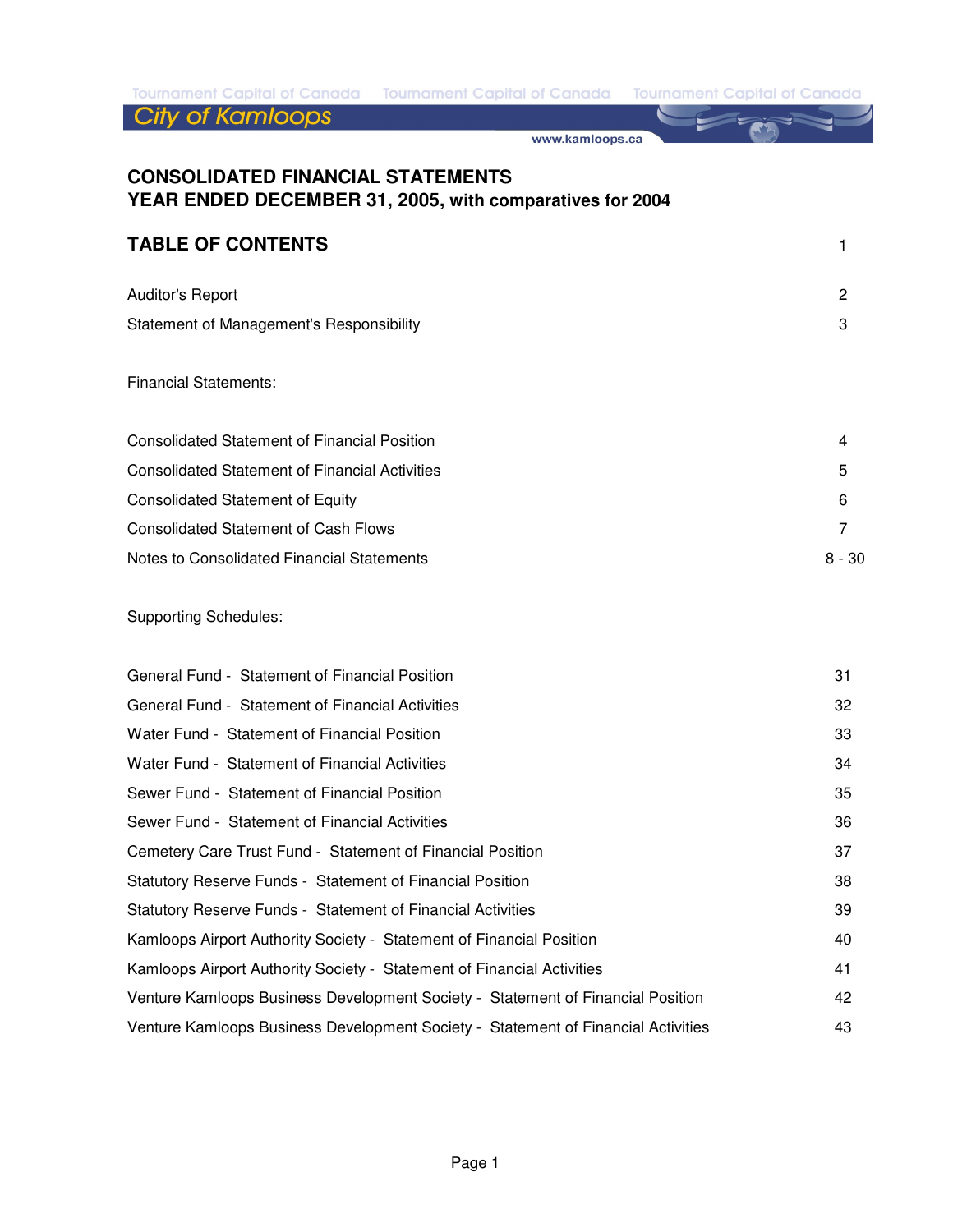Tournament Capital of Canada    Tournament Capital of Canada    Tournament Capital of Canada

City of Kamloops

www.kamloops.ca

# CONSOLIDATED FINANCIAL STATEMENTS
## YEAR ENDED DECEMBER 31, 2005, with comparatives for 2004

## TABLE OF CONTENTS 1

| | |
|---|---|
| Auditor's Report | 2 |
| Statement of Management's Responsibility | 3 |

Financial Statements:

| | |
|---|---|
| Consolidated Statement of Financial Position | 4 |
| Consolidated Statement of Financial Activities | 5 |
| Consolidated Statement of Equity | 6 |
| Consolidated Statement of Cash Flows | 7 |
| Notes to Consolidated Financial Statements | 8 - 30 |

Supporting Schedules:

| | |
|---|---|
| General Fund - Statement of Financial Position | 31 |
| General Fund - Statement of Financial Activities | 32 |
| Water Fund - Statement of Financial Position | 33 |
| Water Fund - Statement of Financial Activities | 34 |
| Sewer Fund - Statement of Financial Position | 35 |
| Sewer Fund - Statement of Financial Activities | 36 |
| Cemetery Care Trust Fund - Statement of Financial Position | 37 |
| Statutory Reserve Funds - Statement of Financial Position | 38 |
| Statutory Reserve Funds - Statement of Financial Activities | 39 |
| Kamloops Airport Authority Society - Statement of Financial Position | 40 |
| Kamloops Airport Authority Society - Statement of Financial Activities | 41 |
| Venture Kamloops Business Development Society - Statement of Financial Position | 42 |
| Venture Kamloops Business Development Society - Statement of Financial Activities | 43 |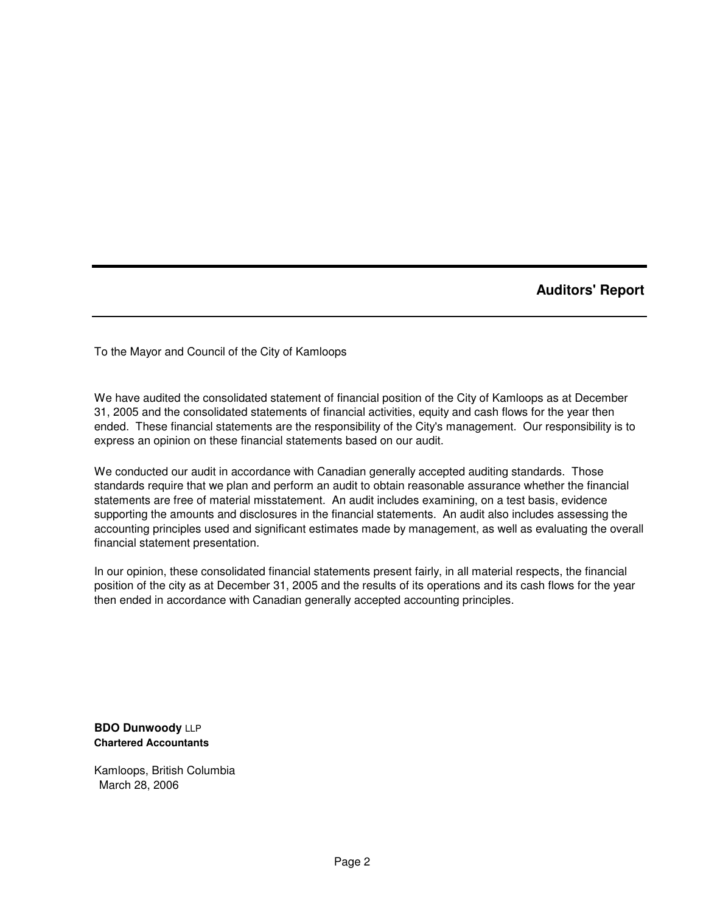## Auditors' Report

To the Mayor and Council of the City of Kamloops

We have audited the consolidated statement of financial position of the City of Kamloops as at December 31, 2005 and the consolidated statements of financial activities, equity and cash flows for the year then ended. These financial statements are the responsibility of the City's management. Our responsibility is to express an opinion on these financial statements based on our audit.

We conducted our audit in accordance with Canadian generally accepted auditing standards. Those standards require that we plan and perform an audit to obtain reasonable assurance whether the financial statements are free of material misstatement. An audit includes examining, on a test basis, evidence supporting the amounts and disclosures in the financial statements. An audit also includes assessing the accounting principles used and significant estimates made by management, as well as evaluating the overall financial statement presentation.

In our opinion, these consolidated financial statements present fairly, in all material respects, the financial position of the city as at December 31, 2005 and the results of its operations and its cash flows for the year then ended in accordance with Canadian generally accepted accounting principles.

**BDO Dunwoody** LLP
**Chartered Accountants**

Kamloops, British Columbia
March 28, 2006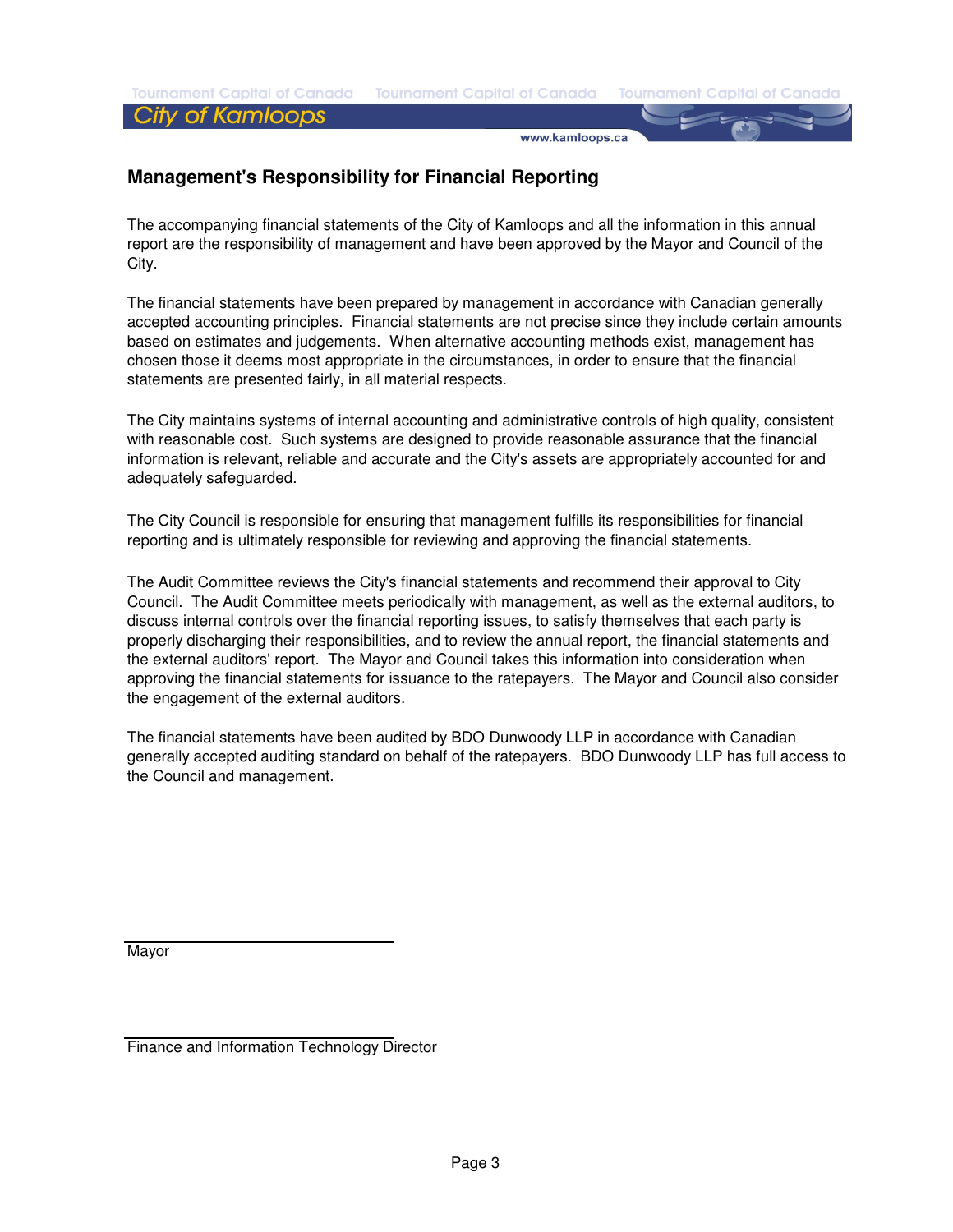## Management's Responsibility for Financial Reporting

The accompanying financial statements of the City of Kamloops and all the information in this annual report are the responsibility of management and have been approved by the Mayor and Council of the City.

The financial statements have been prepared by management in accordance with Canadian generally accepted accounting principles. Financial statements are not precise since they include certain amounts based on estimates and judgements. When alternative accounting methods exist, management has chosen those it deems most appropriate in the circumstances, in order to ensure that the financial statements are presented fairly, in all material respects.

The City maintains systems of internal accounting and administrative controls of high quality, consistent with reasonable cost. Such systems are designed to provide reasonable assurance that the financial information is relevant, reliable and accurate and the City's assets are appropriately accounted for and adequately safeguarded.

The City Council is responsible for ensuring that management fulfills its responsibilities for financial reporting and is ultimately responsible for reviewing and approving the financial statements.

The Audit Committee reviews the City's financial statements and recommend their approval to City Council. The Audit Committee meets periodically with management, as well as the external auditors, to discuss internal controls over the financial reporting issues, to satisfy themselves that each party is properly discharging their responsibilities, and to review the annual report, the financial statements and the external auditors' report. The Mayor and Council takes this information into consideration when approving the financial statements for issuance to the ratepayers. The Mayor and Council also consider the engagement of the external auditors.

The financial statements have been audited by BDO Dunwoody LLP in accordance with Canadian generally accepted auditing standard on behalf of the ratepayers. BDO Dunwoody LLP has full access to the Council and management.

Mayor

Finance and Information Technology Director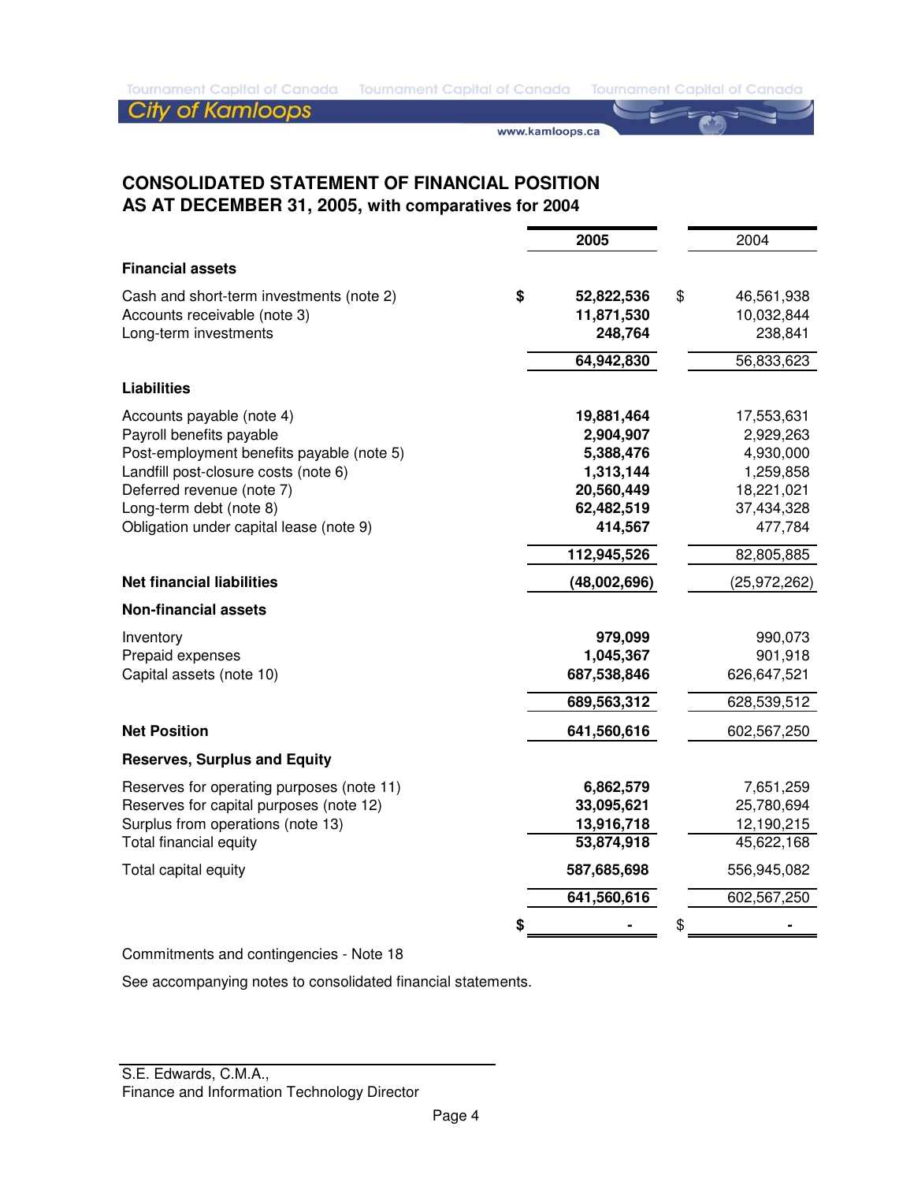# CONSOLIDATED STATEMENT OF FINANCIAL POSITION
## AS AT DECEMBER 31, 2005, with comparatives for 2004

| | 2005 | 2004 |
|---|---|---|
| **Financial assets** | | |
| Cash and short-term investments (note 2) | **$ 52,822,536** | $ 46,561,938 |
| Accounts receivable (note 3) | **11,871,530** | 10,032,844 |
| Long-term investments | **248,764** | 238,841 |
| | **64,942,830** | 56,833,623 |
| **Liabilities** | | |
| Accounts payable (note 4) | **19,881,464** | 17,553,631 |
| Payroll benefits payable | **2,904,907** | 2,929,263 |
| Post-employment benefits payable (note 5) | **5,388,476** | 4,930,000 |
| Landfill post-closure costs (note 6) | **1,313,144** | 1,259,858 |
| Deferred revenue (note 7) | **20,560,449** | 18,221,021 |
| Long-term debt (note 8) | **62,482,519** | 37,434,328 |
| Obligation under capital lease (note 9) | **414,567** | 477,784 |
| | **112,945,526** | 82,805,885 |
| **Net financial liabilities** | **(48,002,696)** | (25,972,262) |
| **Non-financial assets** | | |
| Inventory | **979,099** | 990,073 |
| Prepaid expenses | **1,045,367** | 901,918 |
| Capital assets (note 10) | **687,538,846** | 626,647,521 |
| | **689,563,312** | 628,539,512 |
| **Net Position** | **641,560,616** | 602,567,250 |
| **Reserves, Surplus and Equity** | | |
| Reserves for operating purposes (note 11) | **6,862,579** | 7,651,259 |
| Reserves for capital purposes (note 12) | **33,095,621** | 25,780,694 |
| Surplus from operations (note 13) | **13,916,718** | 12,190,215 |
| Total financial equity | **53,874,918** | 45,622,168 |
| Total capital equity | **587,685,698** | 556,945,082 |
| | **641,560,616** | 602,567,250 |
| | **$ -** | $ - |

Commitments and contingencies - Note 18

See accompanying notes to consolidated financial statements.

S.E. Edwards, C.M.A.,
Finance and Information Technology Director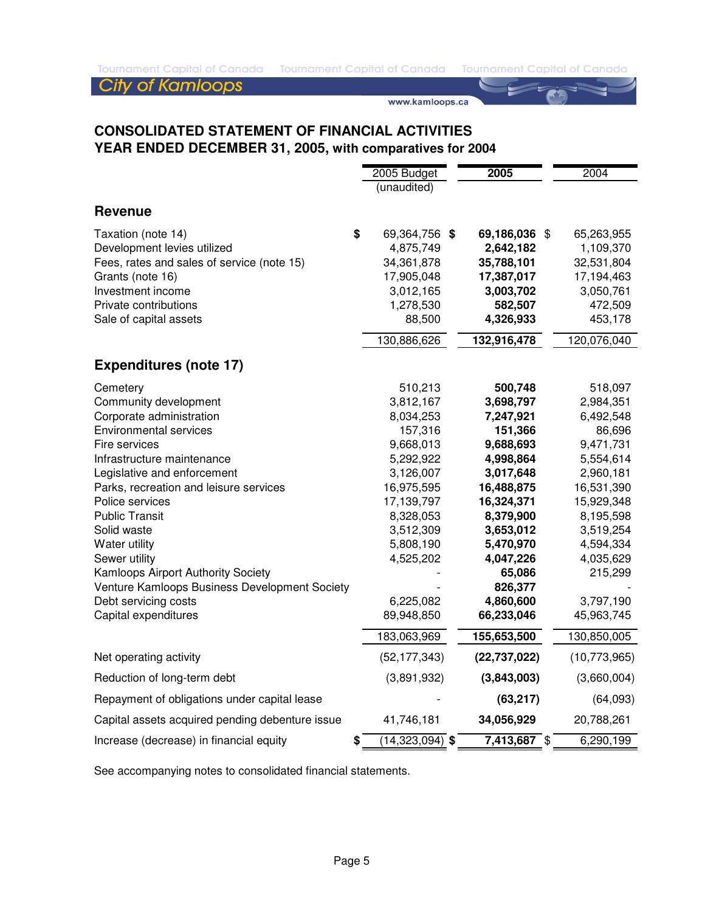## CONSOLIDATED STATEMENT OF FINANCIAL ACTIVITIES
## YEAR ENDED DECEMBER 31, 2005, with comparatives for 2004

| | 2005 Budget (unaudited) | 2005 | 2004 |
|---|---|---|---|
| **Revenue** | | | |
| Taxation (note 14) | $ 69,364,756 | $ **69,186,036** | $ 65,263,955 |
| Development levies utilized | 4,875,749 | **2,642,182** | 1,109,370 |
| Fees, rates and sales of service (note 15) | 34,361,878 | **35,788,101** | 32,531,804 |
| Grants (note 16) | 17,905,048 | **17,387,017** | 17,194,463 |
| Investment income | 3,012,165 | **3,003,702** | 3,050,761 |
| Private contributions | 1,278,530 | **582,507** | 472,509 |
| Sale of capital assets | 88,500 | **4,326,933** | 453,178 |
| | 130,886,626 | **132,916,478** | 120,076,040 |
| **Expenditures (note 17)** | | | |
| Cemetery | 510,213 | **500,748** | 518,097 |
| Community development | 3,812,167 | **3,698,797** | 2,984,351 |
| Corporate administration | 8,034,253 | **7,247,921** | 6,492,548 |
| Environmental services | 157,316 | **151,366** | 86,696 |
| Fire services | 9,668,013 | **9,688,693** | 9,471,731 |
| Infrastructure maintenance | 5,292,922 | **4,998,864** | 5,554,614 |
| Legislative and enforcement | 3,126,007 | **3,017,648** | 2,960,181 |
| Parks, recreation and leisure services | 16,975,595 | **16,488,875** | 16,531,390 |
| Police services | 17,139,797 | **16,324,371** | 15,929,348 |
| Public Transit | 8,328,053 | **8,379,900** | 8,195,598 |
| Solid waste | 3,512,309 | **3,653,012** | 3,519,254 |
| Water utility | 5,808,190 | **5,470,970** | 4,594,334 |
| Sewer utility | 4,525,202 | **4,047,226** | 4,035,629 |
| Kamloops Airport Authority Society | - | **65,086** | 215,299 |
| Venture Kamloops Business Development Society | - | **826,377** | - |
| Debt servicing costs | 6,225,082 | **4,860,600** | 3,797,190 |
| Capital expenditures | 89,948,850 | **66,233,046** | 45,963,745 |
| | 183,063,969 | **155,653,500** | 130,850,005 |
| Net operating activity | (52,177,343) | **(22,737,022)** | (10,773,965) |
| Reduction of long-term debt | (3,891,932) | **(3,843,003)** | (3,660,004) |
| Repayment of obligations under capital lease | - | **(63,217)** | (64,093) |
| Capital assets acquired pending debenture issue | 41,746,181 | **34,056,929** | 20,788,261 |
| Increase (decrease) in financial equity | $ (14,323,094) | $ **7,413,687** | $ 6,290,199 |

See accompanying notes to consolidated financial statements.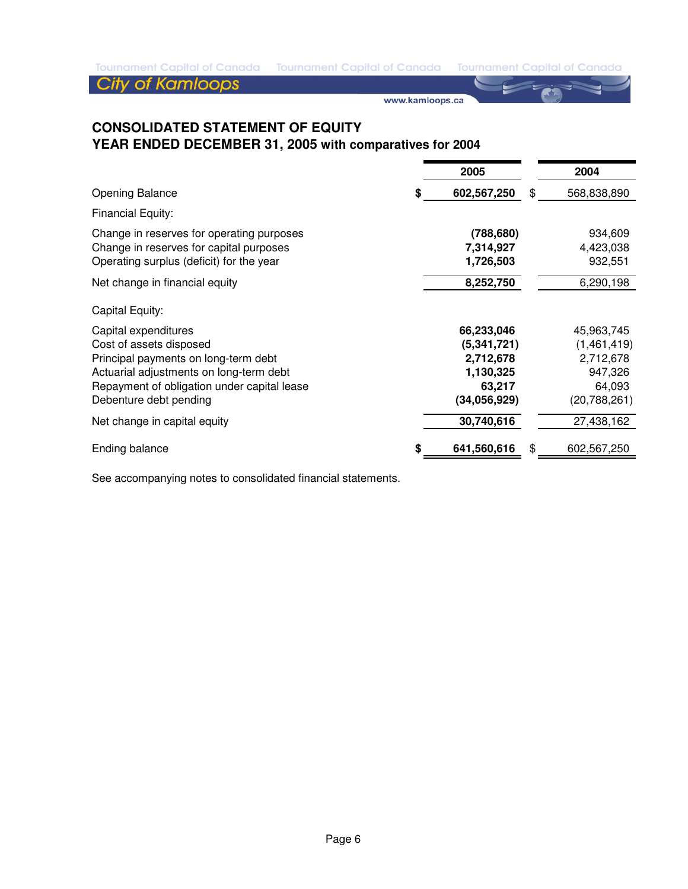## CONSOLIDATED STATEMENT OF EQUITY

### YEAR ENDED DECEMBER 31, 2005 with comparatives for 2004

| | 2005 | 2004 |
|---|---|---|
| Opening Balance | $ 602,567,250 | $ 568,838,890 |
| Financial Equity: | | |
| Change in reserves for operating purposes | (788,680) | 934,609 |
| Change in reserves for capital purposes | 7,314,927 | 4,423,038 |
| Operating surplus (deficit) for the year | 1,726,503 | 932,551 |
| Net change in financial equity | 8,252,750 | 6,290,198 |
| Capital Equity: | | |
| Capital expenditures | 66,233,046 | 45,963,745 |
| Cost of assets disposed | (5,341,721) | (1,461,419) |
| Principal payments on long-term debt | 2,712,678 | 2,712,678 |
| Actuarial adjustments on long-term debt | 1,130,325 | 947,326 |
| Repayment of obligation under capital lease | 63,217 | 64,093 |
| Debenture debt pending | (34,056,929) | (20,788,261) |
| Net change in capital equity | 30,740,616 | 27,438,162 |
| Ending balance | $ 641,560,616 | $ 602,567,250 |

See accompanying notes to consolidated financial statements.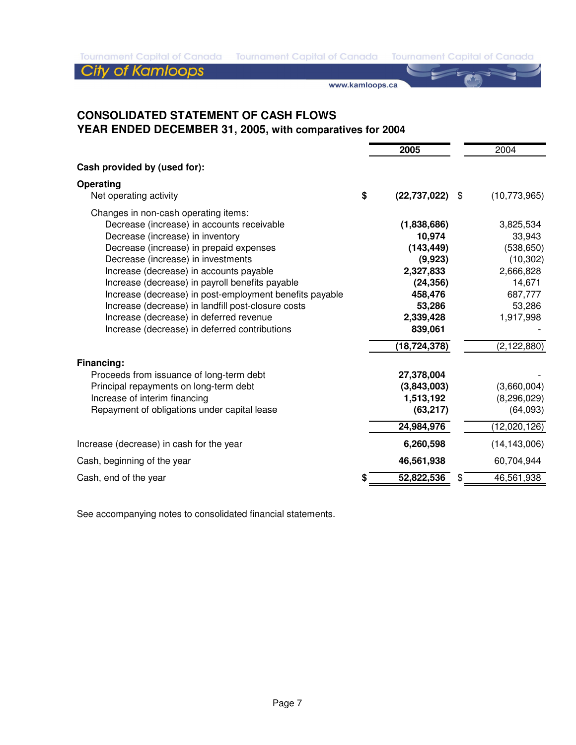## CONSOLIDATED STATEMENT OF CASH FLOWS
### YEAR ENDED DECEMBER 31, 2005, with comparatives for 2004

| | 2005 | 2004 |
|---|---|---|
| **Cash provided by (used for):** | | |
| **Operating** | | |
| Net operating activity | $ **(22,737,022)** | $ (10,773,965) |
| Changes in non-cash operating items: | | |
| Decrease (increase) in accounts receivable | **(1,838,686)** | 3,825,534 |
| Decrease (increase) in inventory | **10,974** | 33,943 |
| Decrease (increase) in prepaid expenses | **(143,449)** | (538,650) |
| Decrease (increase) in investments | **(9,923)** | (10,302) |
| Increase (decrease) in accounts payable | **2,327,833** | 2,666,828 |
| Increase (decrease) in payroll benefits payable | **(24,356)** | 14,671 |
| Increase (decrease) in post-employment benefits payable | **458,476** | 687,777 |
| Increase (decrease) in landfill post-closure costs | **53,286** | 53,286 |
| Increase (decrease) in deferred revenue | **2,339,428** | 1,917,998 |
| Increase (decrease) in deferred contributions | **839,061** | - |
| | **(18,724,378)** | (2,122,880) |
| **Financing:** | | |
| Proceeds from issuance of long-term debt | **27,378,004** | - |
| Principal repayments on long-term debt | **(3,843,003)** | (3,660,004) |
| Increase of interim financing | **1,513,192** | (8,296,029) |
| Repayment of obligations under capital lease | **(63,217)** | (64,093) |
| | **24,984,976** | (12,020,126) |
| Increase (decrease) in cash for the year | **6,260,598** | (14,143,006) |
| Cash, beginning of the year | **46,561,938** | 60,704,944 |
| Cash, end of the year | $ **52,822,536** | $ 46,561,938 |

See accompanying notes to consolidated financial statements.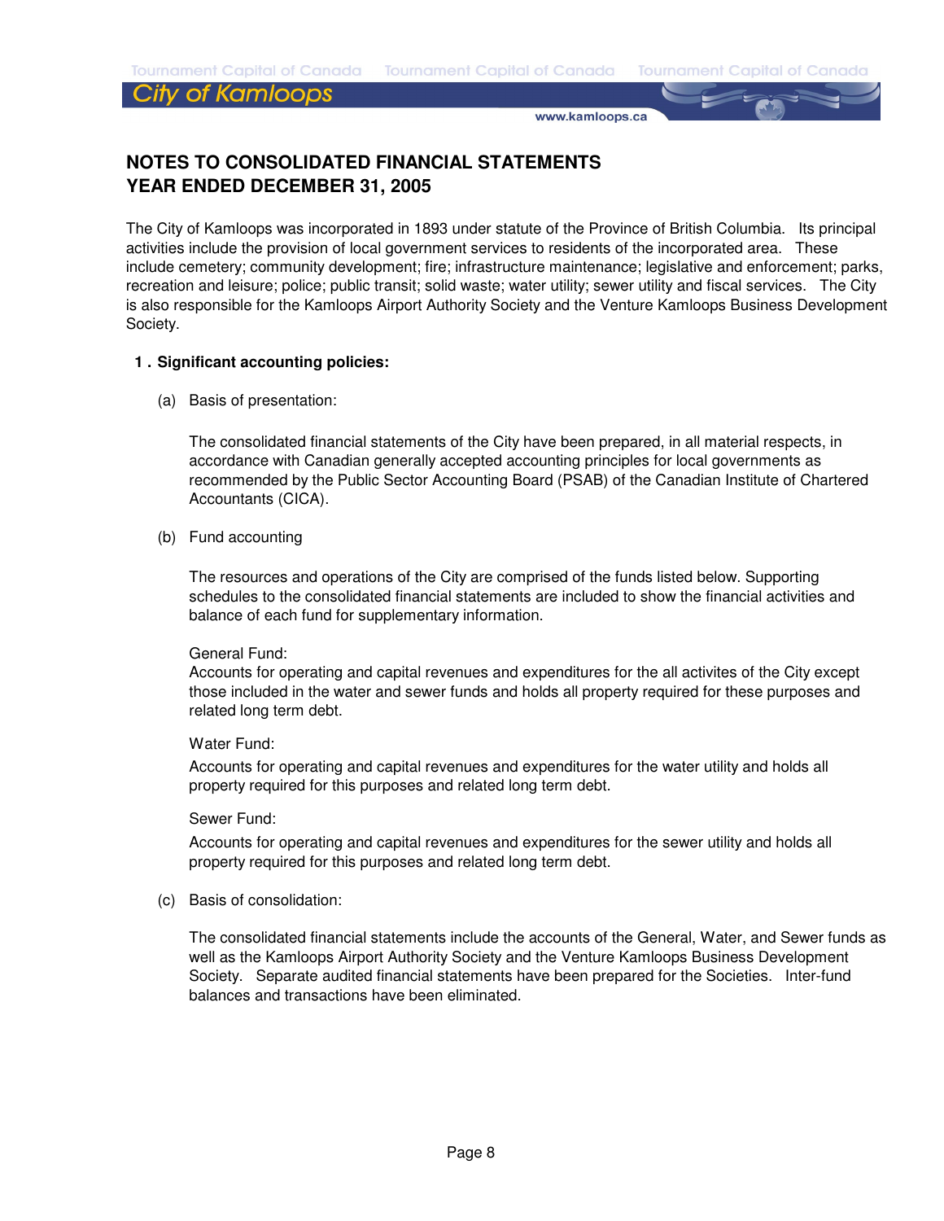# NOTES TO CONSOLIDATED FINANCIAL STATEMENTS
# YEAR ENDED DECEMBER 31, 2005

The City of Kamloops was incorporated in 1893 under statute of the Province of British Columbia. Its principal activities include the provision of local government services to residents of the incorporated area. These include cemetery; community development; fire; infrastructure maintenance; legislative and enforcement; parks, recreation and leisure; police; public transit; solid waste; water utility; sewer utility and fiscal services. The City is also responsible for the Kamloops Airport Authority Society and the Venture Kamloops Business Development Society.

## 1 . Significant accounting policies:

(a) Basis of presentation:

The consolidated financial statements of the City have been prepared, in all material respects, in accordance with Canadian generally accepted accounting principles for local governments as recommended by the Public Sector Accounting Board (PSAB) of the Canadian Institute of Chartered Accountants (CICA).

(b) Fund accounting

The resources and operations of the City are comprised of the funds listed below. Supporting schedules to the consolidated financial statements are included to show the financial activities and balance of each fund for supplementary information.

General Fund:
Accounts for operating and capital revenues and expenditures for the all activites of the City except those included in the water and sewer funds and holds all property required for these purposes and related long term debt.

Water Fund:
Accounts for operating and capital revenues and expenditures for the water utility and holds all property required for this purposes and related long term debt.

Sewer Fund:
Accounts for operating and capital revenues and expenditures for the sewer utility and holds all property required for this purposes and related long term debt.

(c) Basis of consolidation:

The consolidated financial statements include the accounts of the General, Water, and Sewer funds as well as the Kamloops Airport Authority Society and the Venture Kamloops Business Development Society. Separate audited financial statements have been prepared for the Societies. Inter-fund balances and transactions have been eliminated.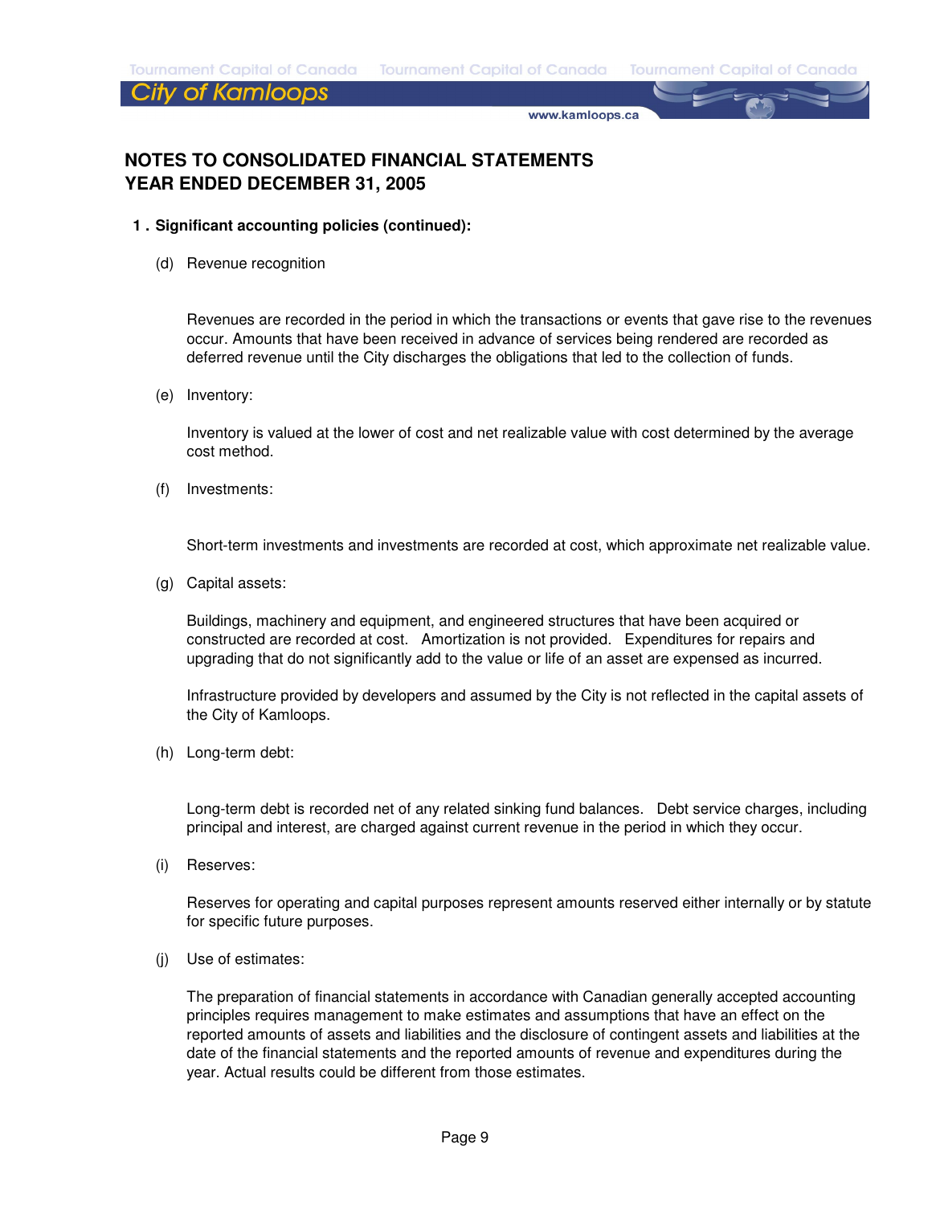# NOTES TO CONSOLIDATED FINANCIAL STATEMENTS
# YEAR ENDED DECEMBER 31, 2005

**1 . Significant accounting policies (continued):**

(d) Revenue recognition

Revenues are recorded in the period in which the transactions or events that gave rise to the revenues occur. Amounts that have been received in advance of services being rendered are recorded as deferred revenue until the City discharges the obligations that led to the collection of funds.

(e) Inventory:

Inventory is valued at the lower of cost and net realizable value with cost determined by the average cost method.

(f) Investments:

Short-term investments and investments are recorded at cost, which approximate net realizable value.

(g) Capital assets:

Buildings, machinery and equipment, and engineered structures that have been acquired or constructed are recorded at cost. Amortization is not provided. Expenditures for repairs and upgrading that do not significantly add to the value or life of an asset are expensed as incurred.

Infrastructure provided by developers and assumed by the City is not reflected in the capital assets of the City of Kamloops.

(h) Long-term debt:

Long-term debt is recorded net of any related sinking fund balances. Debt service charges, including principal and interest, are charged against current revenue in the period in which they occur.

(i) Reserves:

Reserves for operating and capital purposes represent amounts reserved either internally or by statute for specific future purposes.

(j) Use of estimates:

The preparation of financial statements in accordance with Canadian generally accepted accounting principles requires management to make estimates and assumptions that have an effect on the reported amounts of assets and liabilities and the disclosure of contingent assets and liabilities at the date of the financial statements and the reported amounts of revenue and expenditures during the year. Actual results could be different from those estimates.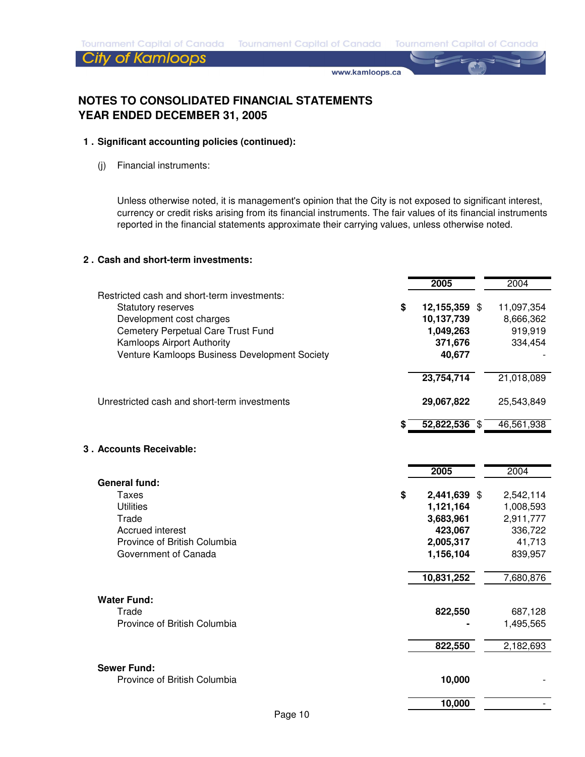# NOTES TO CONSOLIDATED FINANCIAL STATEMENTS
# YEAR ENDED DECEMBER 31, 2005

## 1. Significant accounting policies (continued):

(j) Financial instruments:

Unless otherwise noted, it is management's opinion that the City is not exposed to significant interest, currency or credit risks arising from its financial instruments. The fair values of its financial instruments reported in the financial statements approximate their carrying values, unless otherwise noted.

## 2. Cash and short-term investments:

| | 2005 | 2004 |
|---|---|---|
| Restricted cash and short-term investments: | | |
| Statutory reserves | $ **12,155,359** | $ 11,097,354 |
| Development cost charges | **10,137,739** | 8,666,362 |
| Cemetery Perpetual Care Trust Fund | **1,049,263** | 919,919 |
| Kamloops Airport Authority | **371,676** | 334,454 |
| Venture Kamloops Business Development Society | **40,677** | - |
| | **23,754,714** | 21,018,089 |
| Unrestricted cash and short-term investments | **29,067,822** | 25,543,849 |
| | $ **52,822,536** | $ 46,561,938 |

## 3. Accounts Receivable:

| | 2005 | 2004 |
|---|---|---|
| **General fund:** | | |
| Taxes | $ **2,441,639** | $ 2,542,114 |
| Utilities | **1,121,164** | 1,008,593 |
| Trade | **3,683,961** | 2,911,777 |
| Accrued interest | **423,067** | 336,722 |
| Province of British Columbia | **2,005,317** | 41,713 |
| Government of Canada | **1,156,104** | 839,957 |
| | **10,831,252** | 7,680,876 |
| **Water Fund:** | | |
| Trade | **822,550** | 687,128 |
| Province of British Columbia | **-** | 1,495,565 |
| | **822,550** | 2,182,693 |
| **Sewer Fund:** | | |
| Province of British Columbia | **10,000** | - |
| | **10,000** | - |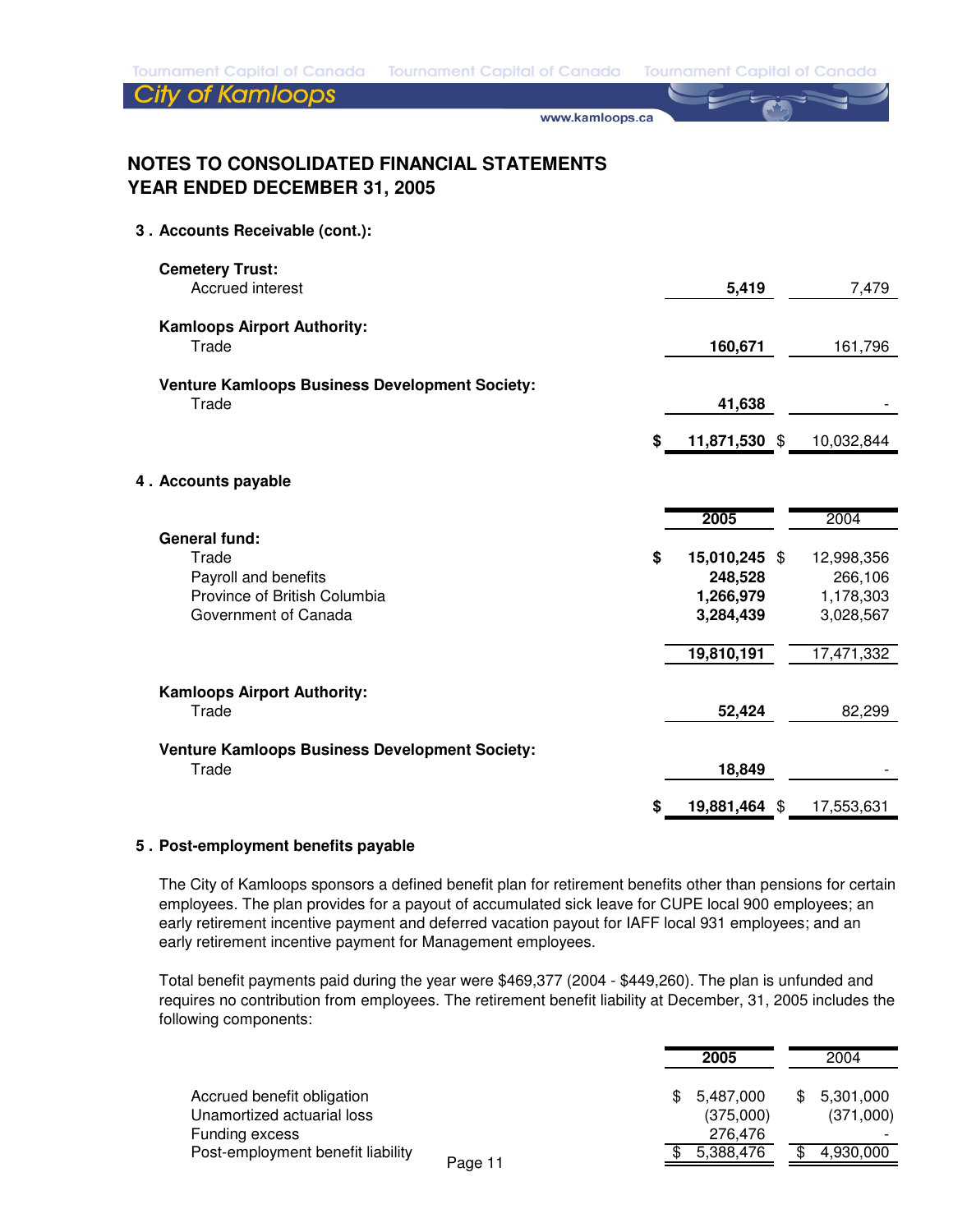## NOTES TO CONSOLIDATED FINANCIAL STATEMENTS
## YEAR ENDED DECEMBER 31, 2005

### 3 . Accounts Receivable (cont.):

| | 2005 | 2004 |
|---|---|---|
| **Cemetery Trust:** | | |
| Accrued interest | **5,419** | 7,479 |
| **Kamloops Airport Authority:** | | |
| Trade | **160,671** | 161,796 |
| **Venture Kamloops Business Development Society:** | | |
| Trade | **41,638** | - |
| | **$ 11,871,530** | $ 10,032,844 |

### 4 . Accounts payable

| | **2005** | 2004 |
|---|---|---|
| **General fund:** | | |
| Trade | **$ 15,010,245** | $ 12,998,356 |
| Payroll and benefits | **248,528** | 266,106 |
| Province of British Columbia | **1,266,979** | 1,178,303 |
| Government of Canada | **3,284,439** | 3,028,567 |
| | **19,810,191** | 17,471,332 |
| **Kamloops Airport Authority:** | | |
| Trade | **52,424** | 82,299 |
| **Venture Kamloops Business Development Society:** | | |
| Trade | **18,849** | - |
| | **$ 19,881,464** | $ 17,553,631 |

### 5 . Post-employment benefits payable

The City of Kamloops sponsors a defined benefit plan for retirement benefits other than pensions for certain employees. The plan provides for a payout of accumulated sick leave for CUPE local 900 employees; an early retirement incentive payment and deferred vacation payout for IAFF local 931 employees; and an early retirement incentive payment for Management employees.

Total benefit payments paid during the year were $469,377 (2004 - $449,260). The plan is unfunded and requires no contribution from employees. The retirement benefit liability at December, 31, 2005 includes the following components:

| | **2005** | 2004 |
|---|---|---|
| Accrued benefit obligation | $ 5,487,000 | $ 5,301,000 |
| Unamortized actuarial loss | (375,000) | (371,000) |
| Funding excess | 276,476 | - |
| Post-employment benefit liability | $ 5,388,476 | $ 4,930,000 |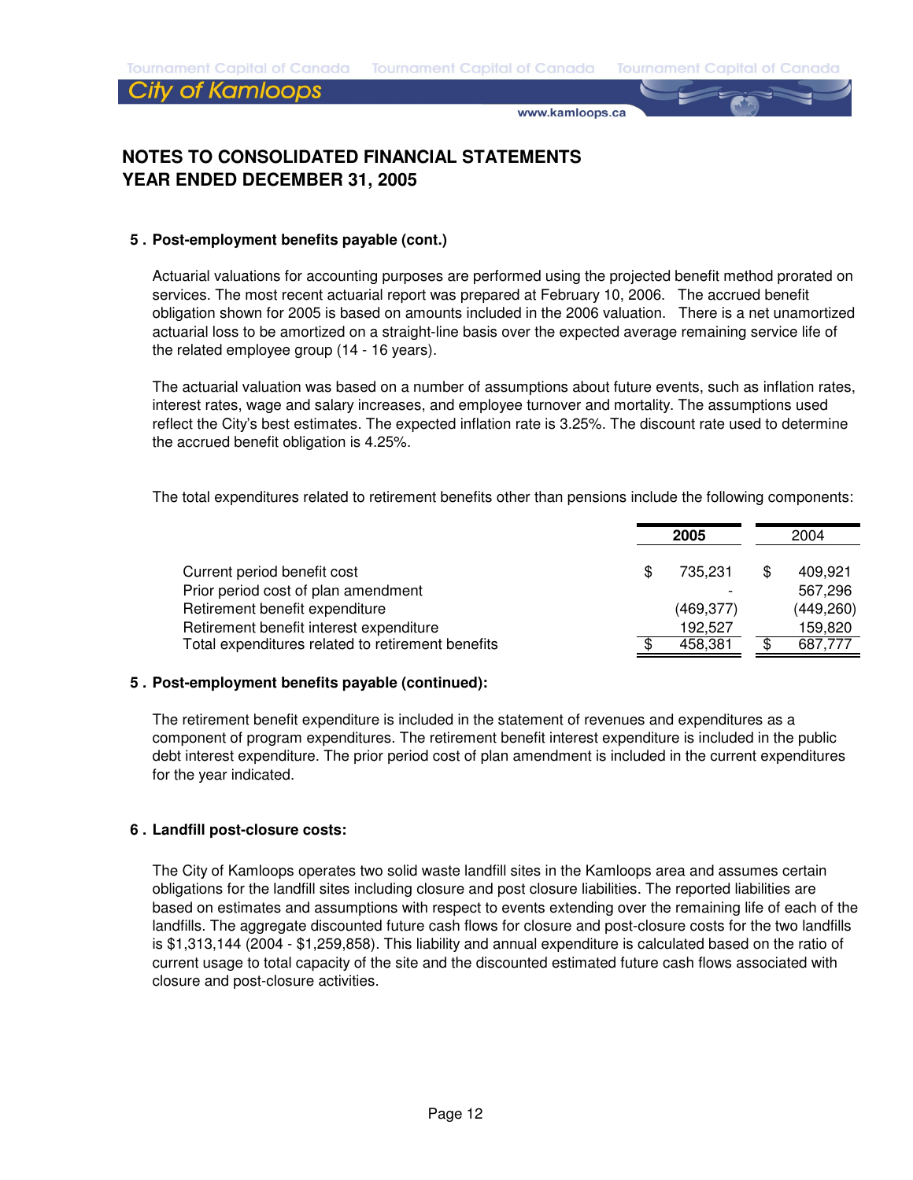# NOTES TO CONSOLIDATED FINANCIAL STATEMENTS
# YEAR ENDED DECEMBER 31, 2005

### 5 . Post-employment benefits payable (cont.)

Actuarial valuations for accounting purposes are performed using the projected benefit method prorated on services. The most recent actuarial report was prepared at February 10, 2006. The accrued benefit obligation shown for 2005 is based on amounts included in the 2006 valuation. There is a net unamortized actuarial loss to be amortized on a straight-line basis over the expected average remaining service life of the related employee group (14 - 16 years).

The actuarial valuation was based on a number of assumptions about future events, such as inflation rates, interest rates, wage and salary increases, and employee turnover and mortality. The assumptions used reflect the City's best estimates. The expected inflation rate is 3.25%. The discount rate used to determine the accrued benefit obligation is 4.25%.

The total expenditures related to retirement benefits other than pensions include the following components:

| | **2005** | 2004 |
|---|---|---|
| Current period benefit cost | $ 735,231 | $ 409,921 |
| Prior period cost of plan amendment | - | 567,296 |
| Retirement benefit expenditure | (469,377) | (449,260) |
| Retirement benefit interest expenditure | 192,527 | 159,820 |
| Total expenditures related to retirement benefits | $ 458,381 | $ 687,777 |

### 5 . Post-employment benefits payable (continued):

The retirement benefit expenditure is included in the statement of revenues and expenditures as a component of program expenditures. The retirement benefit interest expenditure is included in the public debt interest expenditure. The prior period cost of plan amendment is included in the current expenditures for the year indicated.

### 6 . Landfill post-closure costs:

The City of Kamloops operates two solid waste landfill sites in the Kamloops area and assumes certain obligations for the landfill sites including closure and post closure liabilities. The reported liabilities are based on estimates and assumptions with respect to events extending over the remaining life of each of the landfills. The aggregate discounted future cash flows for closure and post-closure costs for the two landfills is $1,313,144 (2004 - $1,259,858). This liability and annual expenditure is calculated based on the ratio of current usage to total capacity of the site and the discounted estimated future cash flows associated with closure and post-closure activities.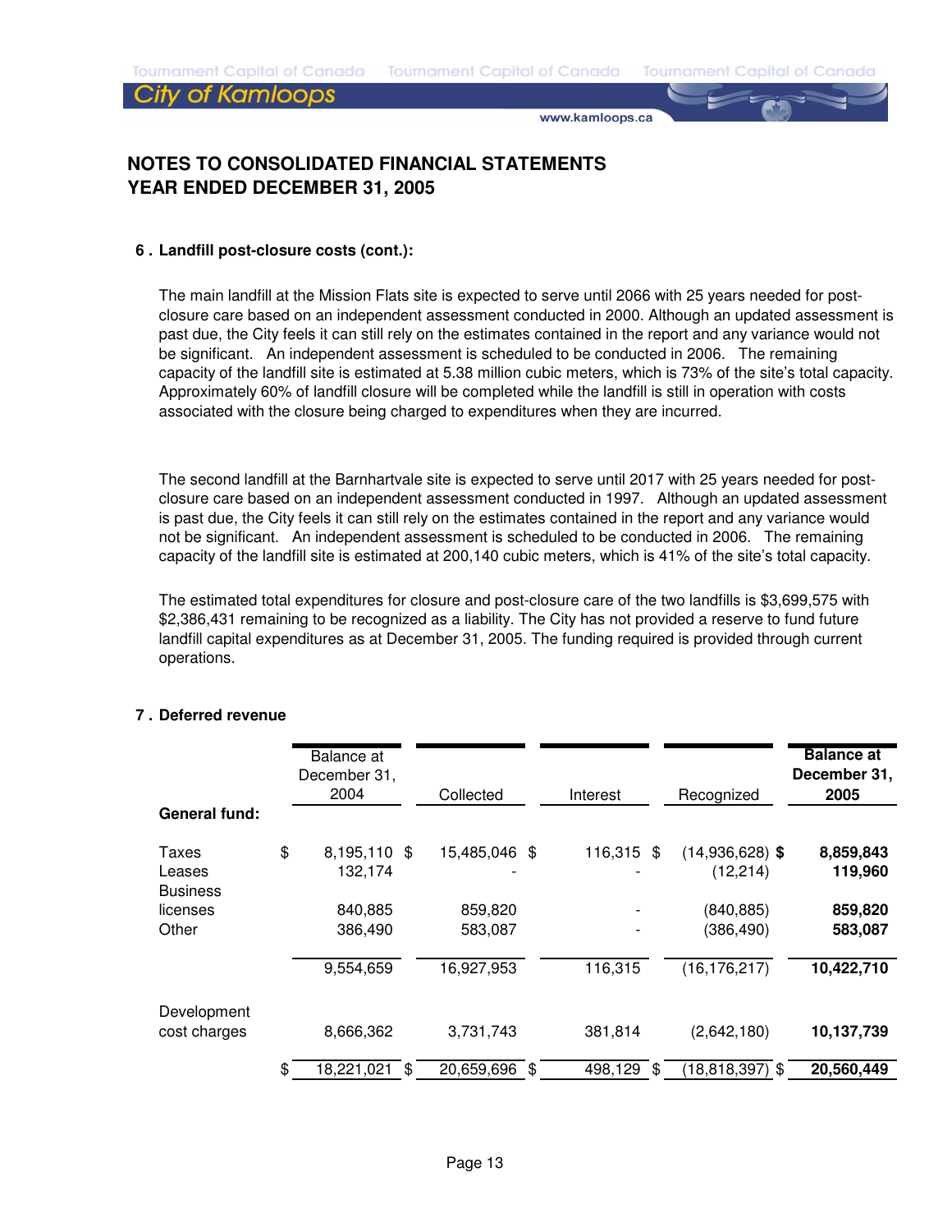## NOTES TO CONSOLIDATED FINANCIAL STATEMENTS
## YEAR ENDED DECEMBER 31, 2005

### 6 . Landfill post-closure costs (cont.):

The main landfill at the Mission Flats site is expected to serve until 2066 with 25 years needed for post-closure care based on an independent assessment conducted in 2000. Although an updated assessment is past due, the City feels it can still rely on the estimates contained in the report and any variance would not be significant. An independent assessment is scheduled to be conducted in 2006. The remaining capacity of the landfill site is estimated at 5.38 million cubic meters, which is 73% of the site's total capacity. Approximately 60% of landfill closure will be completed while the landfill is still in operation with costs associated with the closure being charged to expenditures when they are incurred.

The second landfill at the Barnhartvale site is expected to serve until 2017 with 25 years needed for post-closure care based on an independent assessment conducted in 1997. Although an updated assessment is past due, the City feels it can still rely on the estimates contained in the report and any variance would not be significant. An independent assessment is scheduled to be conducted in 2006. The remaining capacity of the landfill site is estimated at 200,140 cubic meters, which is 41% of the site's total capacity.

The estimated total expenditures for closure and post-closure care of the two landfills is $3,699,575 with $2,386,431 remaining to be recognized as a liability. The City has not provided a reserve to fund future landfill capital expenditures as at December 31, 2005. The funding required is provided through current operations.

### 7 . Deferred revenue

| | Balance at December 31, 2004 | Collected | Interest | Recognized | **Balance at December 31, 2005** |
|---|---|---|---|---|---|
| **General fund:** | | | | | |
| Taxes | $ 8,195,110 | $ 15,485,046 | $ 116,315 | $ (14,936,628) | **$ 8,859,843** |
| Leases | 132,174 | - | - | (12,214) | **119,960** |
| Business licenses | 840,885 | 859,820 | - | (840,885) | **859,820** |
| Other | 386,490 | 583,087 | - | (386,490) | **583,087** |
| | 9,554,659 | 16,927,953 | 116,315 | (16,176,217) | **10,422,710** |
| Development cost charges | 8,666,362 | 3,731,743 | 381,814 | (2,642,180) | **10,137,739** |
| | $ 18,221,021 | $ 20,659,696 | $ 498,129 | $ (18,818,397) | **$ 20,560,449** |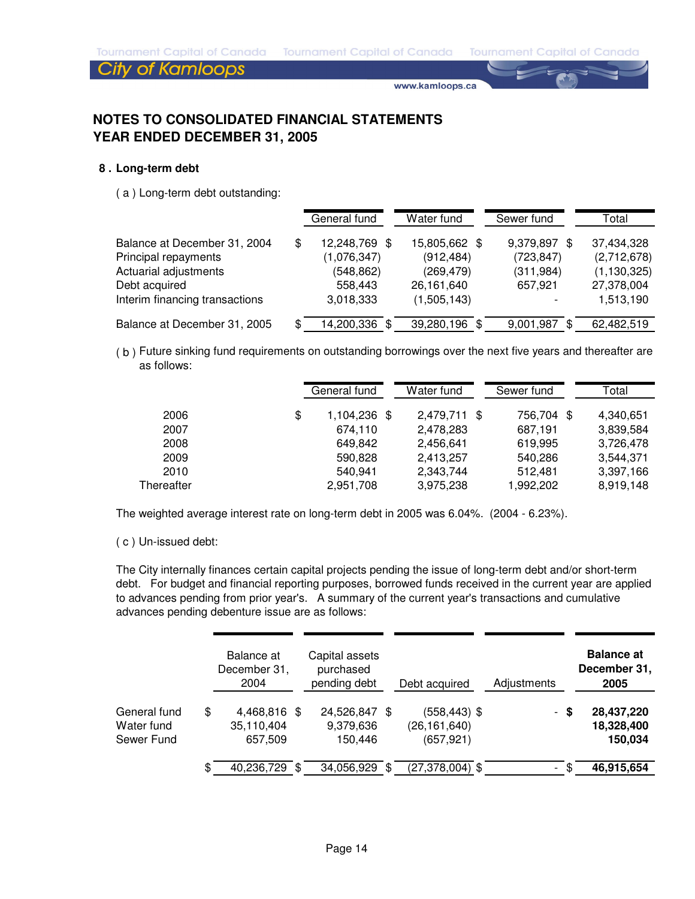# NOTES TO CONSOLIDATED FINANCIAL STATEMENTS
# YEAR ENDED DECEMBER 31, 2005

## 8 . Long-term debt

( a ) Long-term debt outstanding:

| | General fund | Water fund | Sewer fund | Total |
|---|---|---|---|---|
| Balance at December 31, 2004 | $ 12,248,769 | $ 15,805,662 | $ 9,379,897 | $ 37,434,328 |
| Principal repayments | (1,076,347) | (912,484) | (723,847) | (2,712,678) |
| Actuarial adjustments | (548,862) | (269,479) | (311,984) | (1,130,325) |
| Debt acquired | 558,443 | 26,161,640 | 657,921 | 27,378,004 |
| Interim financing transactions | 3,018,333 | (1,505,143) | - | 1,513,190 |
| Balance at December 31, 2005 | $ 14,200,336 | $ 39,280,196 | $ 9,001,987 | $ 62,482,519 |

( b ) Future sinking fund requirements on outstanding borrowings over the next five years and thereafter are as follows:

| | General fund | Water fund | Sewer fund | Total |
|---|---|---|---|---|
| 2006 | $ 1,104,236 | $ 2,479,711 | $ 756,704 | $ 4,340,651 |
| 2007 | 674,110 | 2,478,283 | 687,191 | 3,839,584 |
| 2008 | 649,842 | 2,456,641 | 619,995 | 3,726,478 |
| 2009 | 590,828 | 2,413,257 | 540,286 | 3,544,371 |
| 2010 | 540,941 | 2,343,744 | 512,481 | 3,397,166 |
| Thereafter | 2,951,708 | 3,975,238 | 1,992,202 | 8,919,148 |

The weighted average interest rate on long-term debt in 2005 was 6.04%. (2004 - 6.23%).

( c ) Un-issued debt:

The City internally finances certain capital projects pending the issue of long-term debt and/or short-term debt. For budget and financial reporting purposes, borrowed funds received in the current year are applied to advances pending from prior year's. A summary of the current year's transactions and cumulative advances pending debenture issue are as follows:

| | Balance at December 31, 2004 | Capital assets purchased pending debt | Debt acquired | Adjustments | **Balance at December 31, 2005** |
|---|---|---|---|---|---|
| General fund | $ 4,468,816 | $ 24,526,847 | $ (558,443) | $ - | **$ 28,437,220** |
| Water fund | 35,110,404 | 9,379,636 | (26,161,640) | | **18,328,400** |
| Sewer Fund | 657,509 | 150,446 | (657,921) | | **150,034** |
| | $ 40,236,729 | $ 34,056,929 | $ (27,378,004) | $ - | $ **46,915,654** |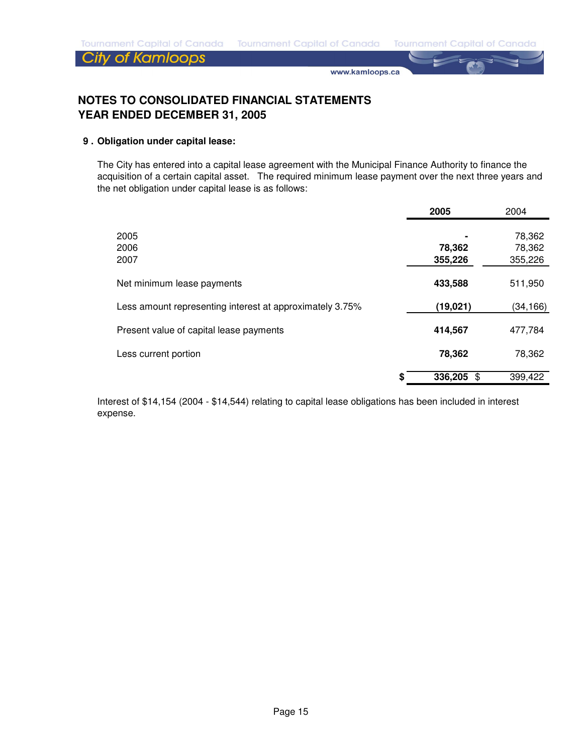## NOTES TO CONSOLIDATED FINANCIAL STATEMENTS
## YEAR ENDED DECEMBER 31, 2005

**9 . Obligation under capital lease:**

The City has entered into a capital lease agreement with the Municipal Finance Authority to finance the acquisition of a certain capital asset. The required minimum lease payment over the next three years and the net obligation under capital lease is as follows:

| | **2005** | 2004 |
|---|---|---|
| 2005 | **-** | 78,362 |
| 2006 | **78,362** | 78,362 |
| 2007 | **355,226** | 355,226 |
| Net minimum lease payments | **433,588** | 511,950 |
| Less amount representing interest at approximately 3.75% | **(19,021)** | (34,166) |
| Present value of capital lease payments | **414,567** | 477,784 |
| Less current portion | **78,362** | 78,362 |
| | **$ 336,205** | $ 399,422 |

Interest of $14,154 (2004 - $14,544) relating to capital lease obligations has been included in interest expense.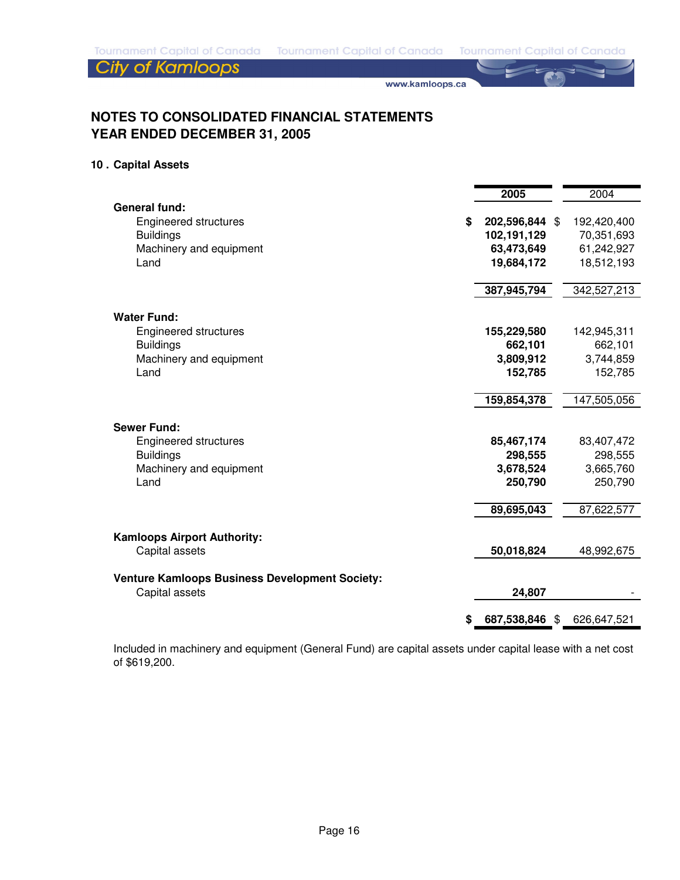# NOTES TO CONSOLIDATED FINANCIAL STATEMENTS
# YEAR ENDED DECEMBER 31, 2005

## 10 . Capital Assets

| | 2005 | 2004 |
|---|---|---|
| **General fund:** | | |
| Engineered structures | **$ 202,596,844** | $ 192,420,400 |
| Buildings | **102,191,129** | 70,351,693 |
| Machinery and equipment | **63,473,649** | 61,242,927 |
| Land | **19,684,172** | 18,512,193 |
| | **387,945,794** | 342,527,213 |
| **Water Fund:** | | |
| Engineered structures | **155,229,580** | 142,945,311 |
| Buildings | **662,101** | 662,101 |
| Machinery and equipment | **3,809,912** | 3,744,859 |
| Land | **152,785** | 152,785 |
| | **159,854,378** | 147,505,056 |
| **Sewer Fund:** | | |
| Engineered structures | **85,467,174** | 83,407,472 |
| Buildings | **298,555** | 298,555 |
| Machinery and equipment | **3,678,524** | 3,665,760 |
| Land | **250,790** | 250,790 |
| | **89,695,043** | 87,622,577 |
| **Kamloops Airport Authority:** | | |
| Capital assets | **50,018,824** | 48,992,675 |
| **Venture Kamloops Business Development Society:** | | |
| Capital assets | **24,807** | - |
| | **$ 687,538,846** | $ 626,647,521 |

Included in machinery and equipment (General Fund) are capital assets under capital lease with a net cost of $619,200.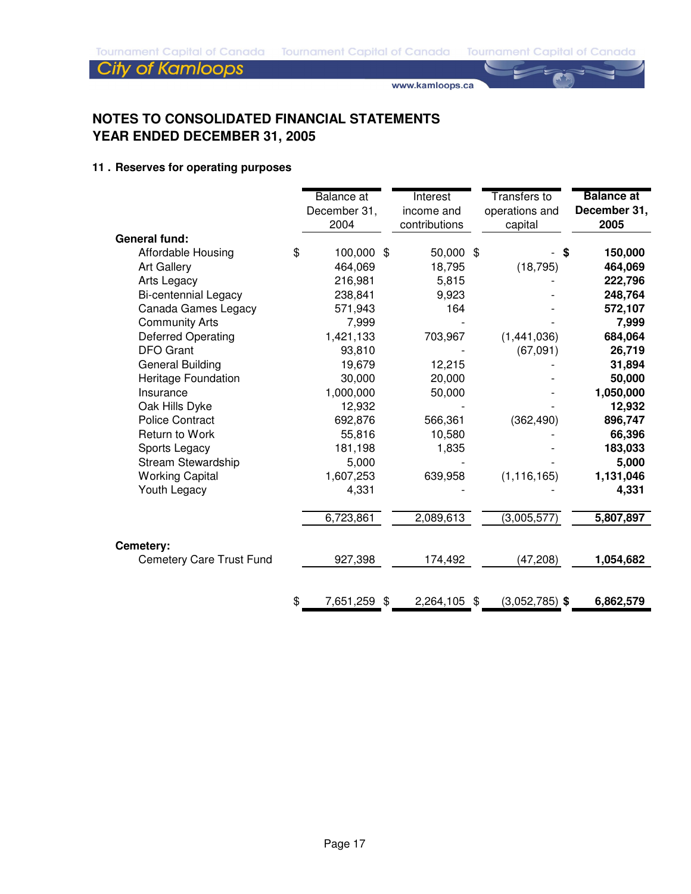## NOTES TO CONSOLIDATED FINANCIAL STATEMENTS
## YEAR ENDED DECEMBER 31, 2005

### 11 . Reserves for operating purposes

| | Balance at December 31, 2004 | Interest income and contributions | Transfers to operations and capital | **Balance at December 31, 2005** |
|---|---|---|---|---|
| **General fund:** | | | | |
| Affordable Housing | $ 100,000 | $ 50,000 | $ - | **$ 150,000** |
| Art Gallery | 464,069 | 18,795 | (18,795) | **464,069** |
| Arts Legacy | 216,981 | 5,815 | - | **222,796** |
| Bi-centennial Legacy | 238,841 | 9,923 | - | **248,764** |
| Canada Games Legacy | 571,943 | 164 | - | **572,107** |
| Community Arts | 7,999 | - | - | **7,999** |
| Deferred Operating | 1,421,133 | 703,967 | (1,441,036) | **684,064** |
| DFO Grant | 93,810 | - | (67,091) | **26,719** |
| General Building | 19,679 | 12,215 | - | **31,894** |
| Heritage Foundation | 30,000 | 20,000 | - | **50,000** |
| Insurance | 1,000,000 | 50,000 | - | **1,050,000** |
| Oak Hills Dyke | 12,932 | - | - | **12,932** |
| Police Contract | 692,876 | 566,361 | (362,490) | **896,747** |
| Return to Work | 55,816 | 10,580 | - | **66,396** |
| Sports Legacy | 181,198 | 1,835 | - | **183,033** |
| Stream Stewardship | 5,000 | - | - | **5,000** |
| Working Capital | 1,607,253 | 639,958 | (1,116,165) | **1,131,046** |
| Youth Legacy | 4,331 | - | - | **4,331** |
| | 6,723,861 | 2,089,613 | (3,005,577) | **5,807,897** |
| **Cemetery:** | | | | |
| Cemetery Care Trust Fund | 927,398 | 174,492 | (47,208) | **1,054,682** |
| | $ 7,651,259 | $ 2,264,105 | $ (3,052,785) | **$ 6,862,579** |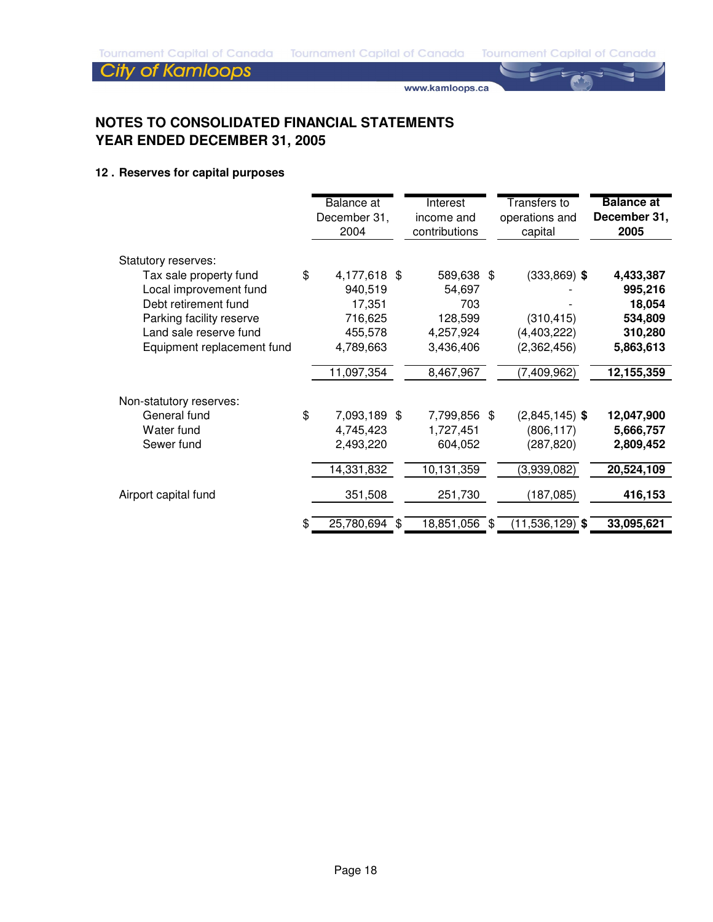## NOTES TO CONSOLIDATED FINANCIAL STATEMENTS
## YEAR ENDED DECEMBER 31, 2005

### 12 . Reserves for capital purposes

| | Balance at December 31, 2004 | Interest income and contributions | Transfers to operations and capital | **Balance at December 31, 2005** |
|---|---|---|---|---|
| Statutory reserves: | | | | |
| Tax sale property fund | $ 4,177,618 | $ 589,638 | $ (333,869) | **$ 4,433,387** |
| Local improvement fund | 940,519 | 54,697 | - | **995,216** |
| Debt retirement fund | 17,351 | 703 | - | **18,054** |
| Parking facility reserve | 716,625 | 128,599 | (310,415) | **534,809** |
| Land sale reserve fund | 455,578 | 4,257,924 | (4,403,222) | **310,280** |
| Equipment replacement fund | 4,789,663 | 3,436,406 | (2,362,456) | **5,863,613** |
| | 11,097,354 | 8,467,967 | (7,409,962) | **12,155,359** |
| Non-statutory reserves: | | | | |
| General fund | $ 7,093,189 | $ 7,799,856 | $ (2,845,145) | **$ 12,047,900** |
| Water fund | 4,745,423 | 1,727,451 | (806,117) | **5,666,757** |
| Sewer fund | 2,493,220 | 604,052 | (287,820) | **2,809,452** |
| | 14,331,832 | 10,131,359 | (3,939,082) | **20,524,109** |
| Airport capital fund | 351,508 | 251,730 | (187,085) | **416,153** |
| | $ 25,780,694 | $ 18,851,056 | $ (11,536,129) | **$ 33,095,621** |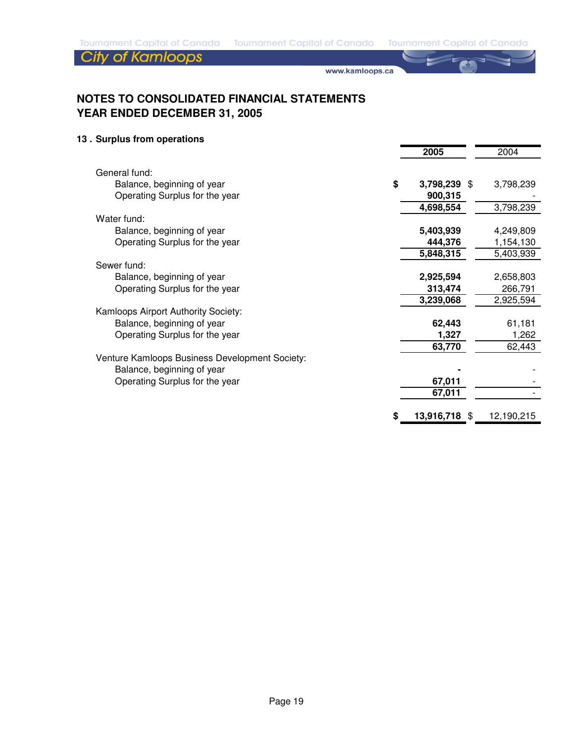## NOTES TO CONSOLIDATED FINANCIAL STATEMENTS
## YEAR ENDED DECEMBER 31, 2005

### 13 . Surplus from operations

| | 2005 | 2004 |
|---|---|---|
| General fund: | | |
| Balance, beginning of year | $ **3,798,239** | $ 3,798,239 |
| Operating Surplus for the year | **900,315** | - |
| | **4,698,554** | 3,798,239 |
| Water fund: | | |
| Balance, beginning of year | **5,403,939** | 4,249,809 |
| Operating Surplus for the year | **444,376** | 1,154,130 |
| | **5,848,315** | 5,403,939 |
| Sewer fund: | | |
| Balance, beginning of year | **2,925,594** | 2,658,803 |
| Operating Surplus for the year | **313,474** | 266,791 |
| | **3,239,068** | 2,925,594 |
| Kamloops Airport Authority Society: | | |
| Balance, beginning of year | **62,443** | 61,181 |
| Operating Surplus for the year | **1,327** | 1,262 |
| | **63,770** | 62,443 |
| Venture Kamloops Business Development Society: | | |
| Balance, beginning of year | **-** | - |
| Operating Surplus for the year | **67,011** | - |
| | **67,011** | - |
| | $ **13,916,718** | $ 12,190,215 |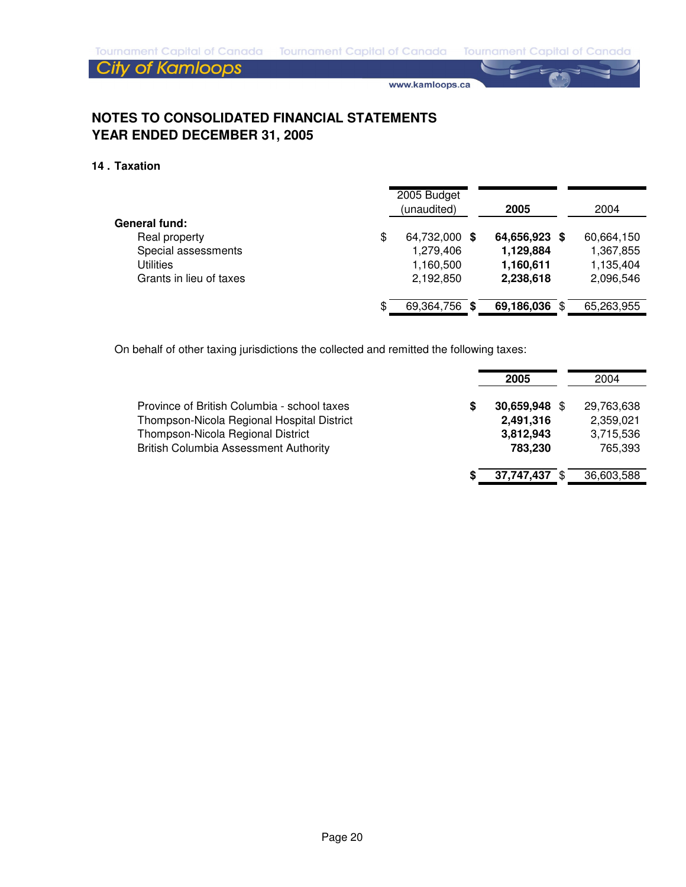## NOTES TO CONSOLIDATED FINANCIAL STATEMENTS
## YEAR ENDED DECEMBER 31, 2005

### 14 . Taxation

| | 2005 Budget (unaudited) | 2005 | 2004 |
|---|---|---|---|
| **General fund:** | | | |
| Real property | $ 64,732,000 | **$ 64,656,923** | $ 60,664,150 |
| Special assessments | 1,279,406 | **1,129,884** | 1,367,855 |
| Utilities | 1,160,500 | **1,160,611** | 1,135,404 |
| Grants in lieu of taxes | 2,192,850 | **2,238,618** | 2,096,546 |
| | $ 69,364,756 | **$ 69,186,036** | $ 65,263,955 |

On behalf of other taxing jurisdictions the collected and remitted the following taxes:

| | 2005 | 2004 |
|---|---|---|
| Province of British Columbia - school taxes | **$ 30,659,948** | $ 29,763,638 |
| Thompson-Nicola Regional Hospital District | **2,491,316** | 2,359,021 |
| Thompson-Nicola Regional District | **3,812,943** | 3,715,536 |
| British Columbia Assessment Authority | **783,230** | 765,393 |
| | **$ 37,747,437** | $ 36,603,588 |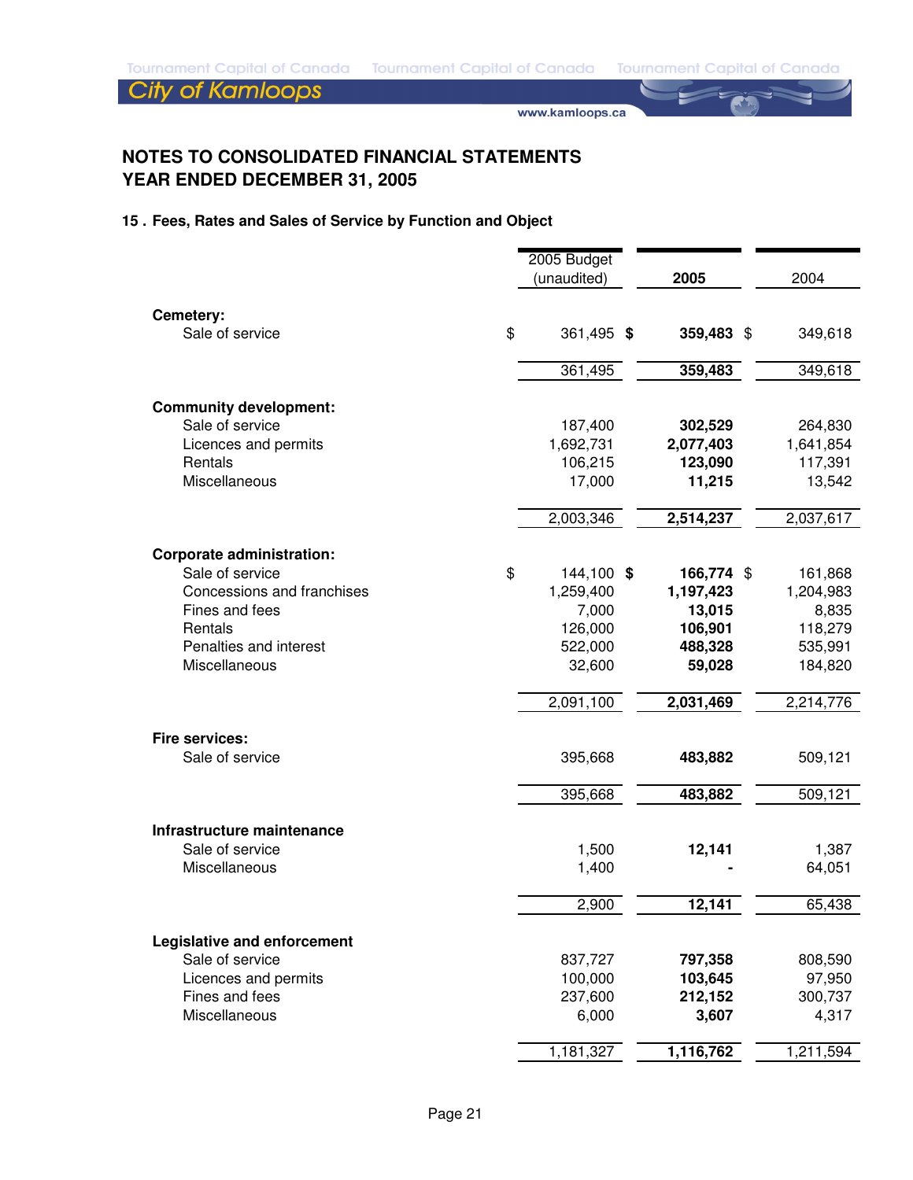# NOTES TO CONSOLIDATED FINANCIAL STATEMENTS
## YEAR ENDED DECEMBER 31, 2005

### 15 . Fees, Rates and Sales of Service by Function and Object

| | 2005 Budget (unaudited) | **2005** | 2004 |
|---|---|---|---|
| **Cemetery:** | | | |
| Sale of service | $ 361,495 | **$ 359,483** | $ 349,618 |
| | 361,495 | **359,483** | 349,618 |
| **Community development:** | | | |
| Sale of service | 187,400 | **302,529** | 264,830 |
| Licences and permits | 1,692,731 | **2,077,403** | 1,641,854 |
| Rentals | 106,215 | **123,090** | 117,391 |
| Miscellaneous | 17,000 | **11,215** | 13,542 |
| | 2,003,346 | **2,514,237** | 2,037,617 |
| **Corporate administration:** | | | |
| Sale of service | $ 144,100 | **$ 166,774** | $ 161,868 |
| Concessions and franchises | 1,259,400 | **1,197,423** | 1,204,983 |
| Fines and fees | 7,000 | **13,015** | 8,835 |
| Rentals | 126,000 | **106,901** | 118,279 |
| Penalties and interest | 522,000 | **488,328** | 535,991 |
| Miscellaneous | 32,600 | **59,028** | 184,820 |
| | 2,091,100 | **2,031,469** | 2,214,776 |
| **Fire services:** | | | |
| Sale of service | 395,668 | **483,882** | 509,121 |
| | 395,668 | **483,882** | 509,121 |
| **Infrastructure maintenance** | | | |
| Sale of service | 1,500 | **12,141** | 1,387 |
| Miscellaneous | 1,400 | **-** | 64,051 |
| | 2,900 | **12,141** | 65,438 |
| **Legislative and enforcement** | | | |
| Sale of service | 837,727 | **797,358** | 808,590 |
| Licences and permits | 100,000 | **103,645** | 97,950 |
| Fines and fees | 237,600 | **212,152** | 300,737 |
| Miscellaneous | 6,000 | **3,607** | 4,317 |
| | 1,181,327 | **1,116,762** | 1,211,594 |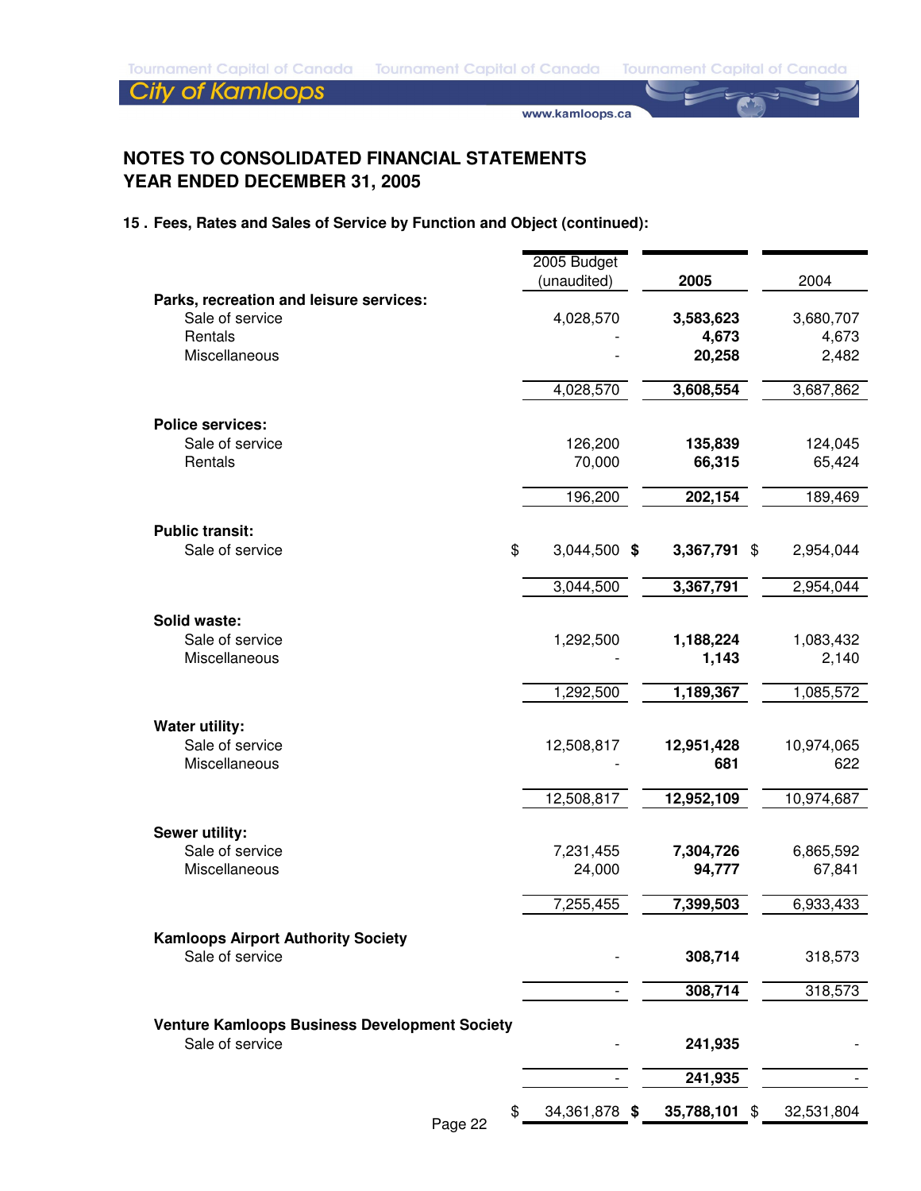## NOTES TO CONSOLIDATED FINANCIAL STATEMENTS
## YEAR ENDED DECEMBER 31, 2005

### 15 . Fees, Rates and Sales of Service by Function and Object (continued):

| | 2005 Budget (unaudited) | **2005** | 2004 |
|---|---|---|---|
| **Parks, recreation and leisure services:** | | | |
| Sale of service | 4,028,570 | **3,583,623** | 3,680,707 |
| Rentals | - | **4,673** | 4,673 |
| Miscellaneous | - | **20,258** | 2,482 |
| | 4,028,570 | **3,608,554** | 3,687,862 |
| **Police services:** | | | |
| Sale of service | 126,200 | **135,839** | 124,045 |
| Rentals | 70,000 | **66,315** | 65,424 |
| | 196,200 | **202,154** | 189,469 |
| **Public transit:** | | | |
| Sale of service | $ 3,044,500 | **$ 3,367,791** | $ 2,954,044 |
| | 3,044,500 | **3,367,791** | 2,954,044 |
| **Solid waste:** | | | |
| Sale of service | 1,292,500 | **1,188,224** | 1,083,432 |
| Miscellaneous | - | **1,143** | 2,140 |
| | 1,292,500 | **1,189,367** | 1,085,572 |
| **Water utility:** | | | |
| Sale of service | 12,508,817 | **12,951,428** | 10,974,065 |
| Miscellaneous | - | **681** | 622 |
| | 12,508,817 | **12,952,109** | 10,974,687 |
| **Sewer utility:** | | | |
| Sale of service | 7,231,455 | **7,304,726** | 6,865,592 |
| Miscellaneous | 24,000 | **94,777** | 67,841 |
| | 7,255,455 | **7,399,503** | 6,933,433 |
| **Kamloops Airport Authority Society** | | | |
| Sale of service | - | **308,714** | 318,573 |
| | - | **308,714** | 318,573 |
| **Venture Kamloops Business Development Society** | | | |
| Sale of service | - | **241,935** | - |
| | - | **241,935** | - |
| | $ 34,361,878 | **$ 35,788,101** | $ 32,531,804 |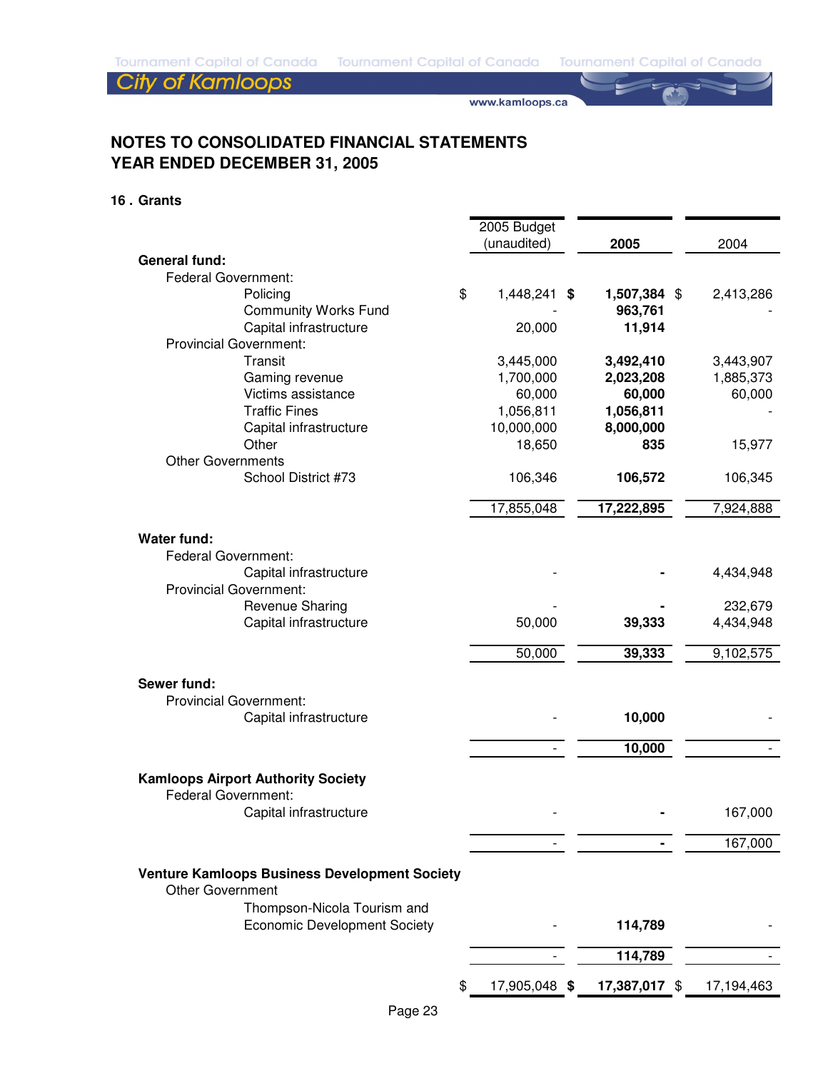## NOTES TO CONSOLIDATED FINANCIAL STATEMENTS
## YEAR ENDED DECEMBER 31, 2005

### 16 . Grants

| | 2005 Budget (unaudited) | **2005** | 2004 |
|---|---|---|---|
| **General fund:** | | | |
| Federal Government: | | | |
| Policing | $ 1,448,241 | **$ 1,507,384** | $ 2,413,286 |
| Community Works Fund | - | **963,761** | - |
| Capital infrastructure | 20,000 | **11,914** | |
| Provincial Government: | | | |
| Transit | 3,445,000 | **3,492,410** | 3,443,907 |
| Gaming revenue | 1,700,000 | **2,023,208** | 1,885,373 |
| Victims assistance | 60,000 | **60,000** | 60,000 |
| Traffic Fines | 1,056,811 | **1,056,811** | - |
| Capital infrastructure | 10,000,000 | **8,000,000** | |
| Other | 18,650 | **835** | 15,977 |
| Other Governments | | | |
| School District #73 | 106,346 | **106,572** | 106,345 |
| | 17,855,048 | **17,222,895** | 7,924,888 |
| **Water fund:** | | | |
| Federal Government: | | | |
| Capital infrastructure | - | **-** | 4,434,948 |
| Provincial Government: | | | |
| Revenue Sharing | - | **-** | 232,679 |
| Capital infrastructure | 50,000 | **39,333** | 4,434,948 |
| | 50,000 | **39,333** | 9,102,575 |
| **Sewer fund:** | | | |
| Provincial Government: | | | |
| Capital infrastructure | - | **10,000** | - |
| | - | **10,000** | - |
| **Kamloops Airport Authority Society** | | | |
| Federal Government: | | | |
| Capital infrastructure | - | **-** | 167,000 |
| | - | **-** | 167,000 |
| **Venture Kamloops Business Development Society** | | | |
| Other Government | | | |
| Thompson-Nicola Tourism and Economic Development Society | - | **114,789** | - |
| | - | **114,789** | - |
| | $ 17,905,048 | **$ 17,387,017** | $ 17,194,463 |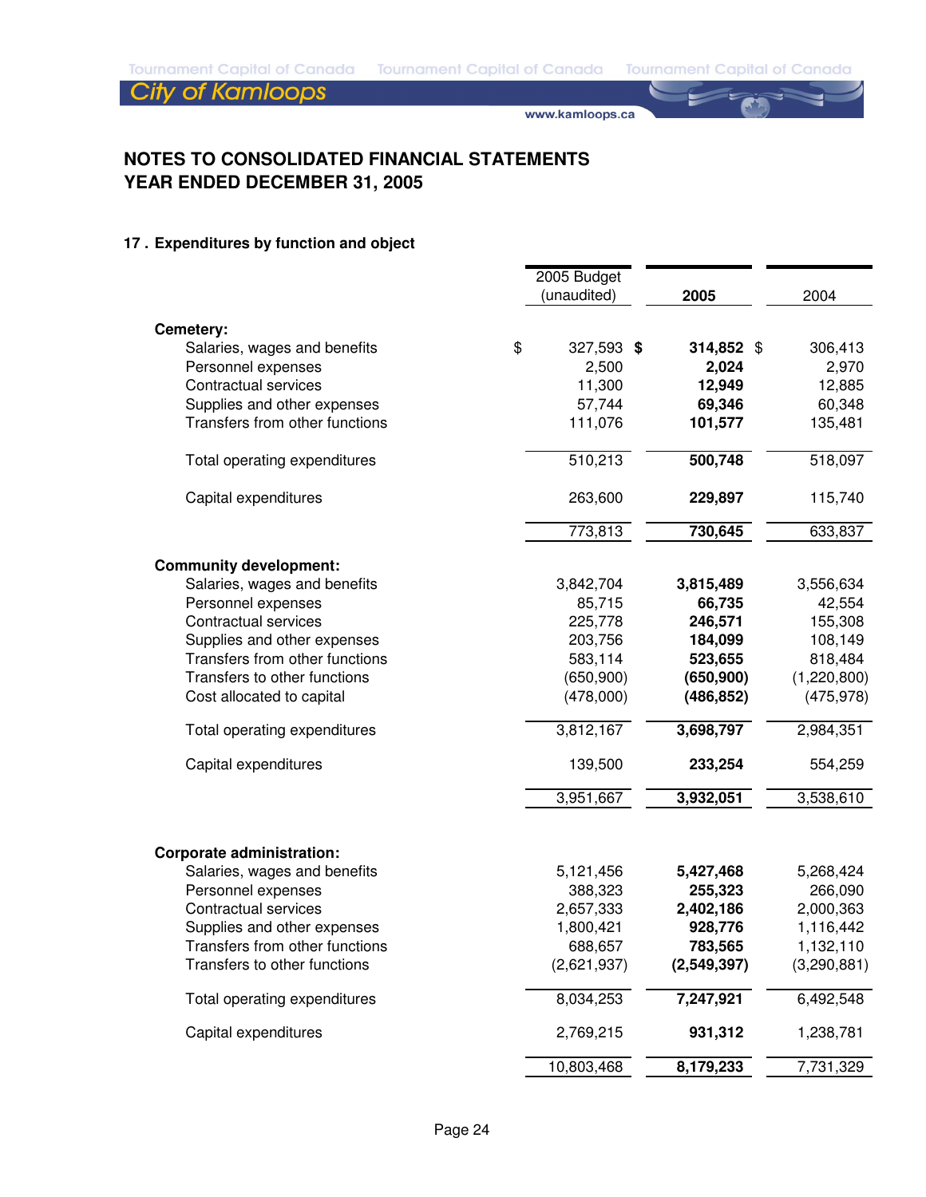## NOTES TO CONSOLIDATED FINANCIAL STATEMENTS YEAR ENDED DECEMBER 31, 2005

### 17 . Expenditures by function and object

| | 2005 Budget (unaudited) | 2005 | 2004 |
|---|---|---|---|
| **Cemetery:** | | | |
| Salaries, wages and benefits | $ 327,593 | **$ 314,852** | $ 306,413 |
| Personnel expenses | 2,500 | **2,024** | 2,970 |
| Contractual services | 11,300 | **12,949** | 12,885 |
| Supplies and other expenses | 57,744 | **69,346** | 60,348 |
| Transfers from other functions | 111,076 | **101,577** | 135,481 |
| Total operating expenditures | 510,213 | **500,748** | 518,097 |
| Capital expenditures | 263,600 | **229,897** | 115,740 |
| | 773,813 | **730,645** | 633,837 |
| **Community development:** | | | |
| Salaries, wages and benefits | 3,842,704 | **3,815,489** | 3,556,634 |
| Personnel expenses | 85,715 | **66,735** | 42,554 |
| Contractual services | 225,778 | **246,571** | 155,308 |
| Supplies and other expenses | 203,756 | **184,099** | 108,149 |
| Transfers from other functions | 583,114 | **523,655** | 818,484 |
| Transfers to other functions | (650,900) | **(650,900)** | (1,220,800) |
| Cost allocated to capital | (478,000) | **(486,852)** | (475,978) |
| Total operating expenditures | 3,812,167 | **3,698,797** | 2,984,351 |
| Capital expenditures | 139,500 | **233,254** | 554,259 |
| | 3,951,667 | **3,932,051** | 3,538,610 |
| **Corporate administration:** | | | |
| Salaries, wages and benefits | 5,121,456 | **5,427,468** | 5,268,424 |
| Personnel expenses | 388,323 | **255,323** | 266,090 |
| Contractual services | 2,657,333 | **2,402,186** | 2,000,363 |
| Supplies and other expenses | 1,800,421 | **928,776** | 1,116,442 |
| Transfers from other functions | 688,657 | **783,565** | 1,132,110 |
| Transfers to other functions | (2,621,937) | **(2,549,397)** | (3,290,881) |
| Total operating expenditures | 8,034,253 | **7,247,921** | 6,492,548 |
| Capital expenditures | 2,769,215 | **931,312** | 1,238,781 |
| | 10,803,468 | **8,179,233** | 7,731,329 |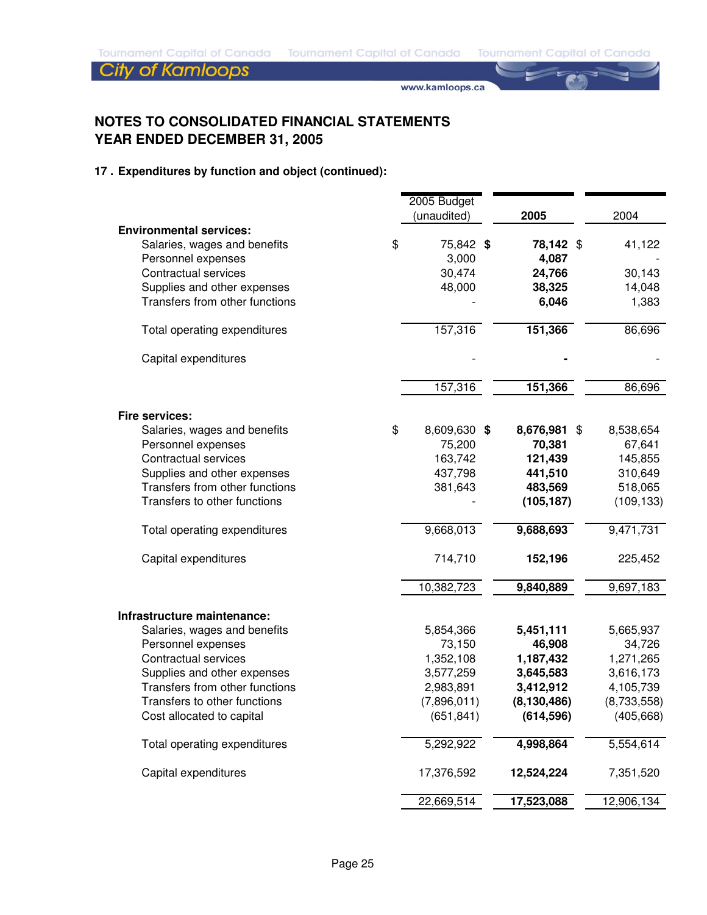## NOTES TO CONSOLIDATED FINANCIAL STATEMENTS
## YEAR ENDED DECEMBER 31, 2005

### 17 . Expenditures by function and object (continued):

| | 2005 Budget (unaudited) | 2005 | 2004 |
|---|---|---|---|
| **Environmental services:** | | | |
| Salaries, wages and benefits | $ 75,842 | **$ 78,142** | $ 41,122 |
| Personnel expenses | 3,000 | **4,087** | - |
| Contractual services | 30,474 | **24,766** | 30,143 |
| Supplies and other expenses | 48,000 | **38,325** | 14,048 |
| Transfers from other functions | - | **6,046** | 1,383 |
| Total operating expenditures | 157,316 | **151,366** | 86,696 |
| Capital expenditures | - | **-** | - |
| | 157,316 | **151,366** | 86,696 |
| **Fire services:** | | | |
| Salaries, wages and benefits | $ 8,609,630 | **$ 8,676,981** | $ 8,538,654 |
| Personnel expenses | 75,200 | **70,381** | 67,641 |
| Contractual services | 163,742 | **121,439** | 145,855 |
| Supplies and other expenses | 437,798 | **441,510** | 310,649 |
| Transfers from other functions | 381,643 | **483,569** | 518,065 |
| Transfers to other functions | - | **(105,187)** | (109,133) |
| Total operating expenditures | 9,668,013 | **9,688,693** | 9,471,731 |
| Capital expenditures | 714,710 | **152,196** | 225,452 |
| | 10,382,723 | **9,840,889** | 9,697,183 |
| **Infrastructure maintenance:** | | | |
| Salaries, wages and benefits | 5,854,366 | **5,451,111** | 5,665,937 |
| Personnel expenses | 73,150 | **46,908** | 34,726 |
| Contractual services | 1,352,108 | **1,187,432** | 1,271,265 |
| Supplies and other expenses | 3,577,259 | **3,645,583** | 3,616,173 |
| Transfers from other functions | 2,983,891 | **3,412,912** | 4,105,739 |
| Transfers to other functions | (7,896,011) | **(8,130,486)** | (8,733,558) |
| Cost allocated to capital | (651,841) | **(614,596)** | (405,668) |
| Total operating expenditures | 5,292,922 | **4,998,864** | 5,554,614 |
| Capital expenditures | 17,376,592 | **12,524,224** | 7,351,520 |
| | 22,669,514 | **17,523,088** | 12,906,134 |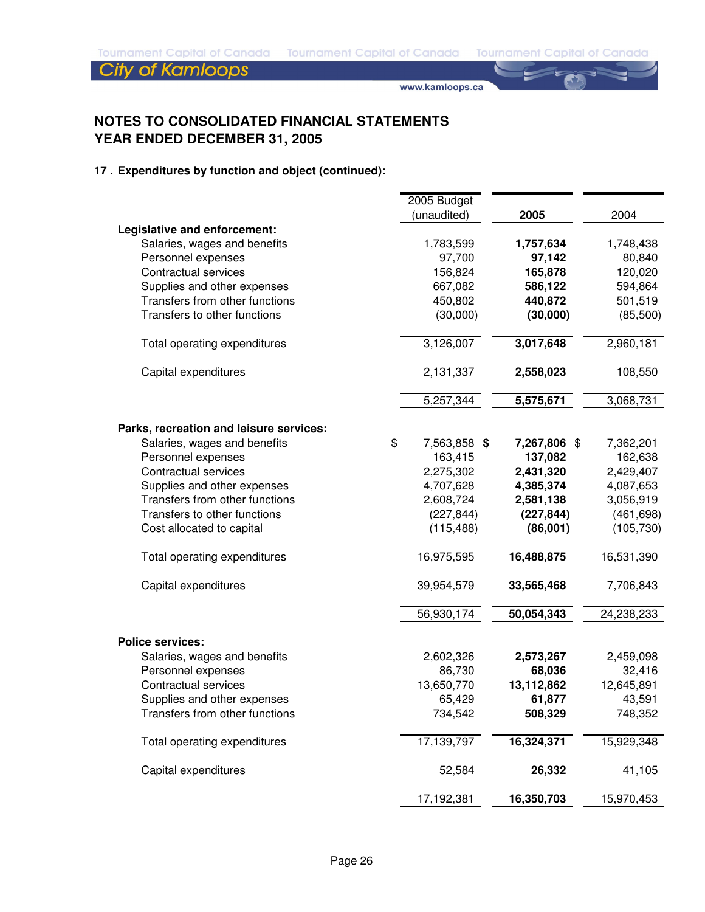## NOTES TO CONSOLIDATED FINANCIAL STATEMENTS
## YEAR ENDED DECEMBER 31, 2005

### 17 . Expenditures by function and object (continued):

| | 2005 Budget (unaudited) | 2005 | 2004 |
|---|---|---|---|
| **Legislative and enforcement:** | | | |
| Salaries, wages and benefits | 1,783,599 | **1,757,634** | 1,748,438 |
| Personnel expenses | 97,700 | **97,142** | 80,840 |
| Contractual services | 156,824 | **165,878** | 120,020 |
| Supplies and other expenses | 667,082 | **586,122** | 594,864 |
| Transfers from other functions | 450,802 | **440,872** | 501,519 |
| Transfers to other functions | (30,000) | **(30,000)** | (85,500) |
| Total operating expenditures | 3,126,007 | **3,017,648** | 2,960,181 |
| Capital expenditures | 2,131,337 | **2,558,023** | 108,550 |
| | 5,257,344 | **5,575,671** | 3,068,731 |
| **Parks, recreation and leisure services:** | | | |
| Salaries, wages and benefits | $ 7,563,858 | **$ 7,267,806** | $ 7,362,201 |
| Personnel expenses | 163,415 | **137,082** | 162,638 |
| Contractual services | 2,275,302 | **2,431,320** | 2,429,407 |
| Supplies and other expenses | 4,707,628 | **4,385,374** | 4,087,653 |
| Transfers from other functions | 2,608,724 | **2,581,138** | 3,056,919 |
| Transfers to other functions | (227,844) | **(227,844)** | (461,698) |
| Cost allocated to capital | (115,488) | **(86,001)** | (105,730) |
| Total operating expenditures | 16,975,595 | **16,488,875** | 16,531,390 |
| Capital expenditures | 39,954,579 | **33,565,468** | 7,706,843 |
| | 56,930,174 | **50,054,343** | 24,238,233 |
| **Police services:** | | | |
| Salaries, wages and benefits | 2,602,326 | **2,573,267** | 2,459,098 |
| Personnel expenses | 86,730 | **68,036** | 32,416 |
| Contractual services | 13,650,770 | **13,112,862** | 12,645,891 |
| Supplies and other expenses | 65,429 | **61,877** | 43,591 |
| Transfers from other functions | 734,542 | **508,329** | 748,352 |
| Total operating expenditures | 17,139,797 | **16,324,371** | 15,929,348 |
| Capital expenditures | 52,584 | **26,332** | 41,105 |
| | 17,192,381 | **16,350,703** | 15,970,453 |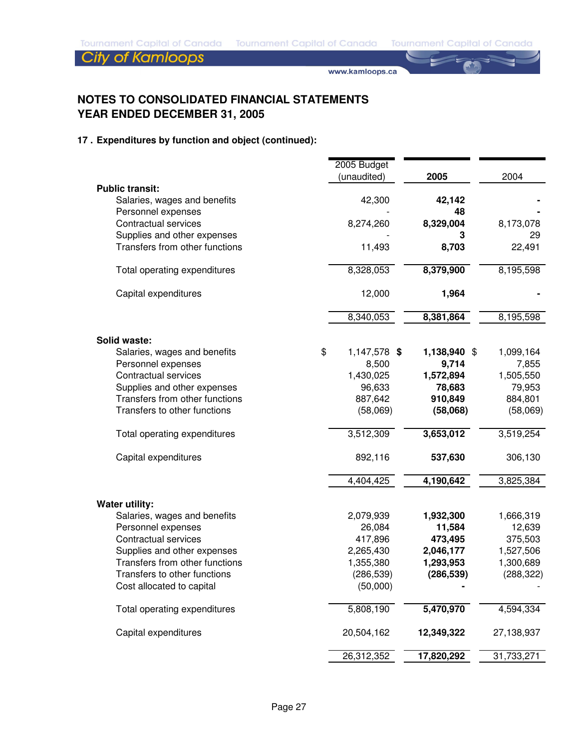## NOTES TO CONSOLIDATED FINANCIAL STATEMENTS
## YEAR ENDED DECEMBER 31, 2005

### 17 . Expenditures by function and object (continued):

| | 2005 Budget (unaudited) | 2005 | 2004 |
|---|---|---|---|
| **Public transit:** | | | |
| Salaries, wages and benefits | 42,300 | **42,142** | - |
| Personnel expenses | - | **48** | - |
| Contractual services | 8,274,260 | **8,329,004** | 8,173,078 |
| Supplies and other expenses | - | **3** | 29 |
| Transfers from other functions | 11,493 | **8,703** | 22,491 |
| Total operating expenditures | 8,328,053 | **8,379,900** | 8,195,598 |
| Capital expenditures | 12,000 | **1,964** | - |
| | 8,340,053 | **8,381,864** | 8,195,598 |
| **Solid waste:** | | | |
| Salaries, wages and benefits | $ 1,147,578 | **$ 1,138,940** | $ 1,099,164 |
| Personnel expenses | 8,500 | **9,714** | 7,855 |
| Contractual services | 1,430,025 | **1,572,894** | 1,505,550 |
| Supplies and other expenses | 96,633 | **78,683** | 79,953 |
| Transfers from other functions | 887,642 | **910,849** | 884,801 |
| Transfers to other functions | (58,069) | **(58,068)** | (58,069) |
| Total operating expenditures | 3,512,309 | **3,653,012** | 3,519,254 |
| Capital expenditures | 892,116 | **537,630** | 306,130 |
| | 4,404,425 | **4,190,642** | 3,825,384 |
| **Water utility:** | | | |
| Salaries, wages and benefits | 2,079,939 | **1,932,300** | 1,666,319 |
| Personnel expenses | 26,084 | **11,584** | 12,639 |
| Contractual services | 417,896 | **473,495** | 375,503 |
| Supplies and other expenses | 2,265,430 | **2,046,177** | 1,527,506 |
| Transfers from other functions | 1,355,380 | **1,293,953** | 1,300,689 |
| Transfers to other functions | (286,539) | **(286,539)** | (288,322) |
| Cost allocated to capital | (50,000) | **-** | - |
| Total operating expenditures | 5,808,190 | **5,470,970** | 4,594,334 |
| Capital expenditures | 20,504,162 | **12,349,322** | 27,138,937 |
| | 26,312,352 | **17,820,292** | 31,733,271 |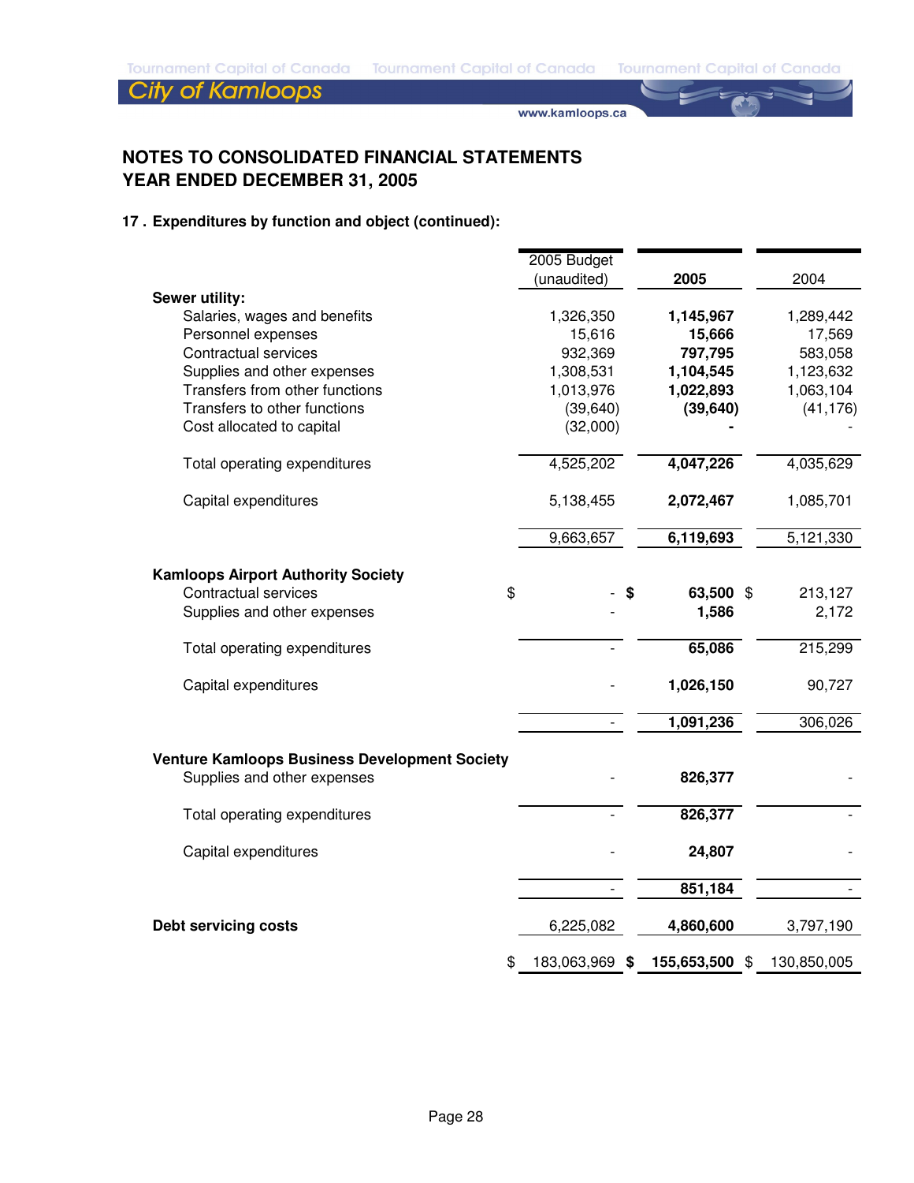## NOTES TO CONSOLIDATED FINANCIAL STATEMENTS
## YEAR ENDED DECEMBER 31, 2005

### 17 . Expenditures by function and object (continued):

| | 2005 Budget (unaudited) | 2005 | 2004 |
|---|---|---|---|
| **Sewer utility:** | | | |
| Salaries, wages and benefits | 1,326,350 | **1,145,967** | 1,289,442 |
| Personnel expenses | 15,616 | **15,666** | 17,569 |
| Contractual services | 932,369 | **797,795** | 583,058 |
| Supplies and other expenses | 1,308,531 | **1,104,545** | 1,123,632 |
| Transfers from other functions | 1,013,976 | **1,022,893** | 1,063,104 |
| Transfers to other functions | (39,640) | **(39,640)** | (41,176) |
| Cost allocated to capital | (32,000) | **-** | - |
| Total operating expenditures | 4,525,202 | **4,047,226** | 4,035,629 |
| Capital expenditures | 5,138,455 | **2,072,467** | 1,085,701 |
| | 9,663,657 | **6,119,693** | 5,121,330 |
| **Kamloops Airport Authority Society** | | | |
| Contractual services | $ - | **$ 63,500** | $ 213,127 |
| Supplies and other expenses | - | **1,586** | 2,172 |
| Total operating expenditures | - | **65,086** | 215,299 |
| Capital expenditures | - | **1,026,150** | 90,727 |
| | - | **1,091,236** | 306,026 |
| **Venture Kamloops Business Development Society** | | | |
| Supplies and other expenses | - | **826,377** | - |
| Total operating expenditures | - | **826,377** | - |
| Capital expenditures | - | **24,807** | - |
| | - | **851,184** | - |
| **Debt servicing costs** | 6,225,082 | **4,860,600** | 3,797,190 |
| | $ 183,063,969 | **$ 155,653,500** | $ 130,850,005 |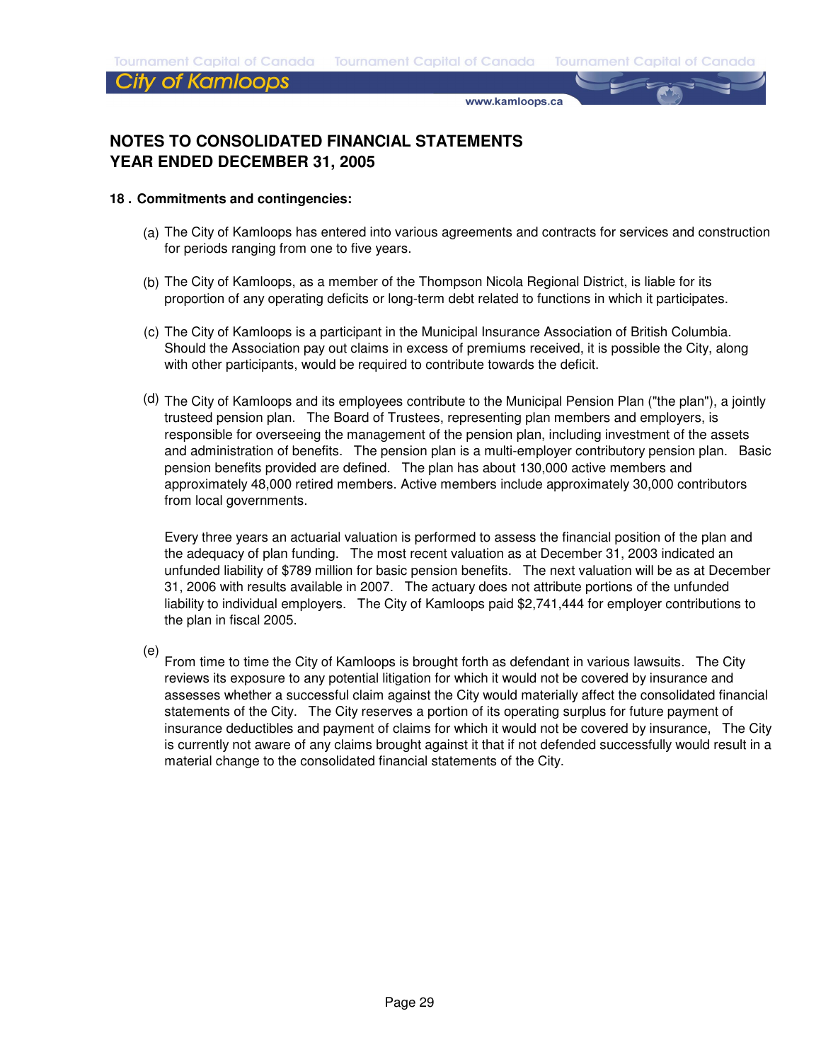# NOTES TO CONSOLIDATED FINANCIAL STATEMENTS
# YEAR ENDED DECEMBER 31, 2005

**18 . Commitments and contingencies:**

(a) The City of Kamloops has entered into various agreements and contracts for services and construction for periods ranging from one to five years.

(b) The City of Kamloops, as a member of the Thompson Nicola Regional District, is liable for its proportion of any operating deficits or long-term debt related to functions in which it participates.

(c) The City of Kamloops is a participant in the Municipal Insurance Association of British Columbia. Should the Association pay out claims in excess of premiums received, it is possible the City, along with other participants, would be required to contribute towards the deficit.

(d) The City of Kamloops and its employees contribute to the Municipal Pension Plan ("the plan"), a jointly trusteed pension plan. The Board of Trustees, representing plan members and employers, is responsible for overseeing the management of the pension plan, including investment of the assets and administration of benefits. The pension plan is a multi-employer contributory pension plan. Basic pension benefits provided are defined. The plan has about 130,000 active members and approximately 48,000 retired members. Active members include approximately 30,000 contributors from local governments.

Every three years an actuarial valuation is performed to assess the financial position of the plan and the adequacy of plan funding. The most recent valuation as at December 31, 2003 indicated an unfunded liability of $789 million for basic pension benefits. The next valuation will be as at December 31, 2006 with results available in 2007. The actuary does not attribute portions of the unfunded liability to individual employers. The City of Kamloops paid $2,741,444 for employer contributions to the plan in fiscal 2005.

(e) From time to time the City of Kamloops is brought forth as defendant in various lawsuits. The City reviews its exposure to any potential litigation for which it would not be covered by insurance and assesses whether a successful claim against the City would materially affect the consolidated financial statements of the City. The City reserves a portion of its operating surplus for future payment of insurance deductibles and payment of claims for which it would not be covered by insurance, The City is currently not aware of any claims brought against it that if not defended successfully would result in a material change to the consolidated financial statements of the City.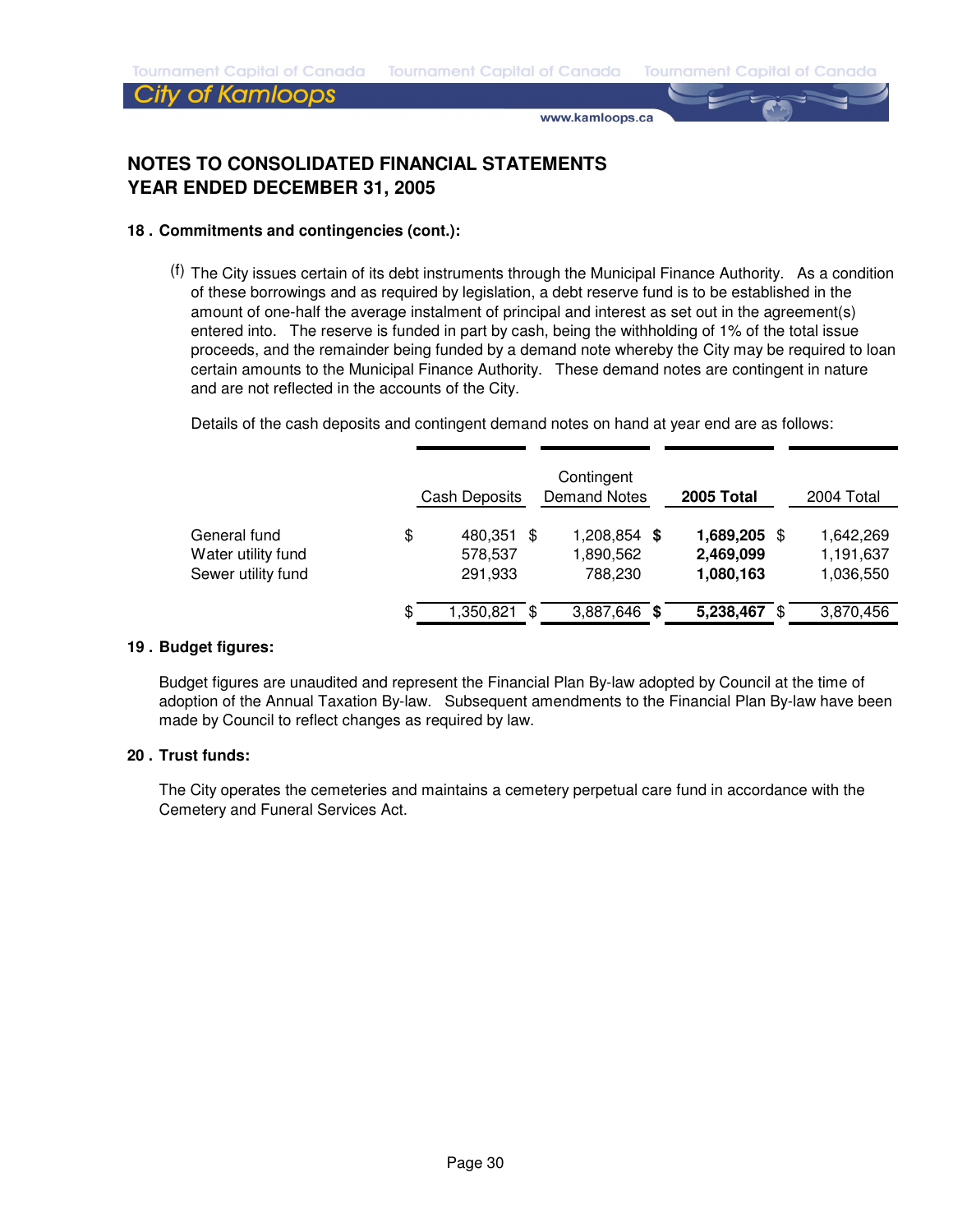# NOTES TO CONSOLIDATED FINANCIAL STATEMENTS
# YEAR ENDED DECEMBER 31, 2005

### 18 . Commitments and contingencies (cont.):

(f) The City issues certain of its debt instruments through the Municipal Finance Authority. As a condition of these borrowings and as required by legislation, a debt reserve fund is to be established in the amount of one-half the average instalment of principal and interest as set out in the agreement(s) entered into. The reserve is funded in part by cash, being the withholding of 1% of the total issue proceeds, and the remainder being funded by a demand note whereby the City may be required to loan certain amounts to the Municipal Finance Authority. These demand notes are contingent in nature and are not reflected in the accounts of the City.

Details of the cash deposits and contingent demand notes on hand at year end are as follows:

| | Cash Deposits | Contingent Demand Notes | **2005 Total** | 2004 Total |
|---|---|---|---|---|
| General fund | $ 480,351 | $ 1,208,854 | **$ 1,689,205** | $ 1,642,269 |
| Water utility fund | 578,537 | 1,890,562 | **2,469,099** | 1,191,637 |
| Sewer utility fund | 291,933 | 788,230 | **1,080,163** | 1,036,550 |
| | $ 1,350,821 | $ 3,887,646 | **$ 5,238,467** | $ 3,870,456 |

### 19 . Budget figures:

Budget figures are unaudited and represent the Financial Plan By-law adopted by Council at the time of adoption of the Annual Taxation By-law. Subsequent amendments to the Financial Plan By-law have been made by Council to reflect changes as required by law.

### 20 . Trust funds:

The City operates the cemeteries and maintains a cemetery perpetual care fund in accordance with the Cemetery and Funeral Services Act.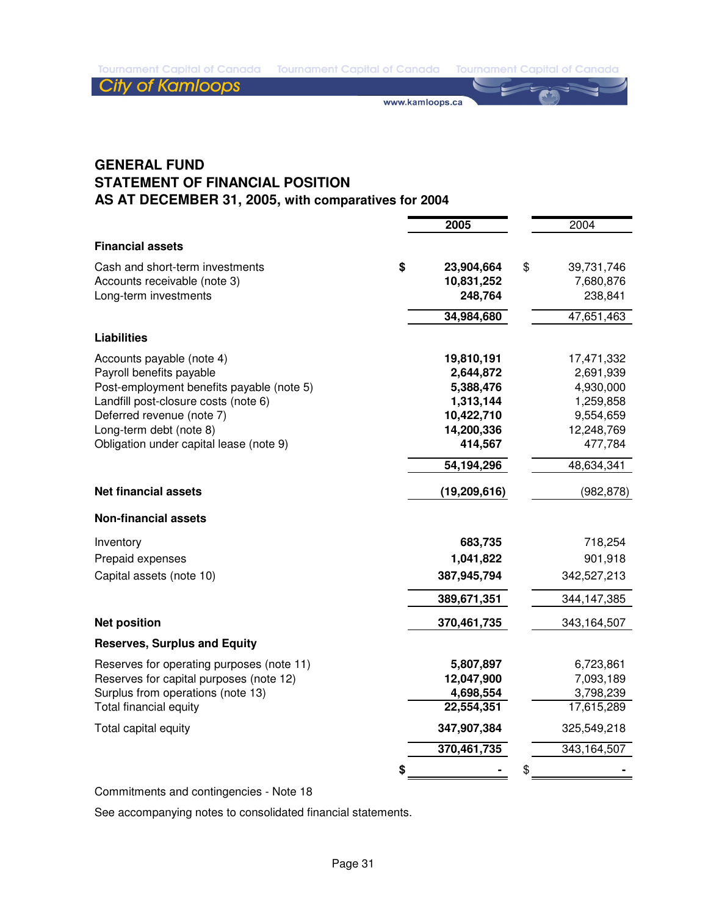# GENERAL FUND
## STATEMENT OF FINANCIAL POSITION
## AS AT DECEMBER 31, 2005, with comparatives for 2004

| | 2005 | 2004 |
|---|---|---|
| **Financial assets** | | |
| Cash and short-term investments | $ 23,904,664 | $ 39,731,746 |
| Accounts receivable (note 3) | 10,831,252 | 7,680,876 |
| Long-term investments | 248,764 | 238,841 |
| | 34,984,680 | 47,651,463 |
| **Liabilities** | | |
| Accounts payable (note 4) | 19,810,191 | 17,471,332 |
| Payroll benefits payable | 2,644,872 | 2,691,939 |
| Post-employment benefits payable (note 5) | 5,388,476 | 4,930,000 |
| Landfill post-closure costs (note 6) | 1,313,144 | 1,259,858 |
| Deferred revenue (note 7) | 10,422,710 | 9,554,659 |
| Long-term debt (note 8) | 14,200,336 | 12,248,769 |
| Obligation under capital lease (note 9) | 414,567 | 477,784 |
| | 54,194,296 | 48,634,341 |
| **Net financial assets** | (19,209,616) | (982,878) |
| **Non-financial assets** | | |
| Inventory | 683,735 | 718,254 |
| Prepaid expenses | 1,041,822 | 901,918 |
| Capital assets (note 10) | 387,945,794 | 342,527,213 |
| | 389,671,351 | 344,147,385 |
| **Net position** | 370,461,735 | 343,164,507 |
| **Reserves, Surplus and Equity** | | |
| Reserves for operating purposes (note 11) | 5,807,897 | 6,723,861 |
| Reserves for capital purposes (note 12) | 12,047,900 | 7,093,189 |
| Surplus from operations (note 13) | 4,698,554 | 3,798,239 |
| Total financial equity | 22,554,351 | 17,615,289 |
| Total capital equity | 347,907,384 | 325,549,218 |
| | 370,461,735 | 343,164,507 |
| | $ - | $ - |

Commitments and contingencies - Note 18

See accompanying notes to consolidated financial statements.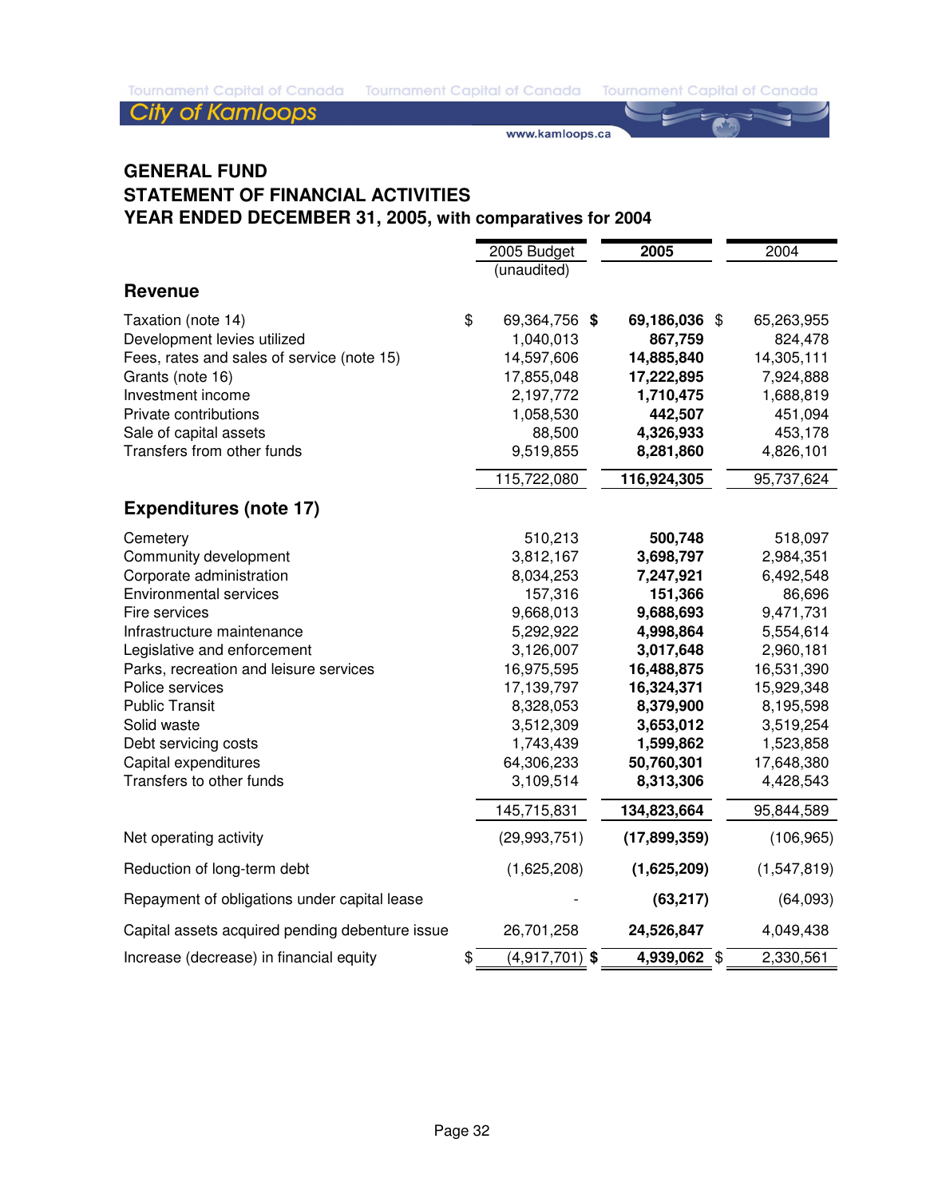# GENERAL FUND
## STATEMENT OF FINANCIAL ACTIVITIES
## YEAR ENDED DECEMBER 31, 2005, with comparatives for 2004

| | 2005 Budget (unaudited) | 2005 | 2004 |
|---|---|---|---|
| **Revenue** | | | |
| Taxation (note 14) | $ 69,364,756 | **$ 69,186,036** | $ 65,263,955 |
| Development levies utilized | 1,040,013 | **867,759** | 824,478 |
| Fees, rates and sales of service (note 15) | 14,597,606 | **14,885,840** | 14,305,111 |
| Grants (note 16) | 17,855,048 | **17,222,895** | 7,924,888 |
| Investment income | 2,197,772 | **1,710,475** | 1,688,819 |
| Private contributions | 1,058,530 | **442,507** | 451,094 |
| Sale of capital assets | 88,500 | **4,326,933** | 453,178 |
| Transfers from other funds | 9,519,855 | **8,281,860** | 4,826,101 |
| | 115,722,080 | **116,924,305** | 95,737,624 |
| **Expenditures (note 17)** | | | |
| Cemetery | 510,213 | **500,748** | 518,097 |
| Community development | 3,812,167 | **3,698,797** | 2,984,351 |
| Corporate administration | 8,034,253 | **7,247,921** | 6,492,548 |
| Environmental services | 157,316 | **151,366** | 86,696 |
| Fire services | 9,668,013 | **9,688,693** | 9,471,731 |
| Infrastructure maintenance | 5,292,922 | **4,998,864** | 5,554,614 |
| Legislative and enforcement | 3,126,007 | **3,017,648** | 2,960,181 |
| Parks, recreation and leisure services | 16,975,595 | **16,488,875** | 16,531,390 |
| Police services | 17,139,797 | **16,324,371** | 15,929,348 |
| Public Transit | 8,328,053 | **8,379,900** | 8,195,598 |
| Solid waste | 3,512,309 | **3,653,012** | 3,519,254 |
| Debt servicing costs | 1,743,439 | **1,599,862** | 1,523,858 |
| Capital expenditures | 64,306,233 | **50,760,301** | 17,648,380 |
| Transfers to other funds | 3,109,514 | **8,313,306** | 4,428,543 |
| | 145,715,831 | **134,823,664** | 95,844,589 |
| Net operating activity | (29,993,751) | **(17,899,359)** | (106,965) |
| Reduction of long-term debt | (1,625,208) | **(1,625,209)** | (1,547,819) |
| Repayment of obligations under capital lease | - | **(63,217)** | (64,093) |
| Capital assets acquired pending debenture issue | 26,701,258 | **24,526,847** | 4,049,438 |
| Increase (decrease) in financial equity | $ (4,917,701) | **$ 4,939,062** | $ 2,330,561 |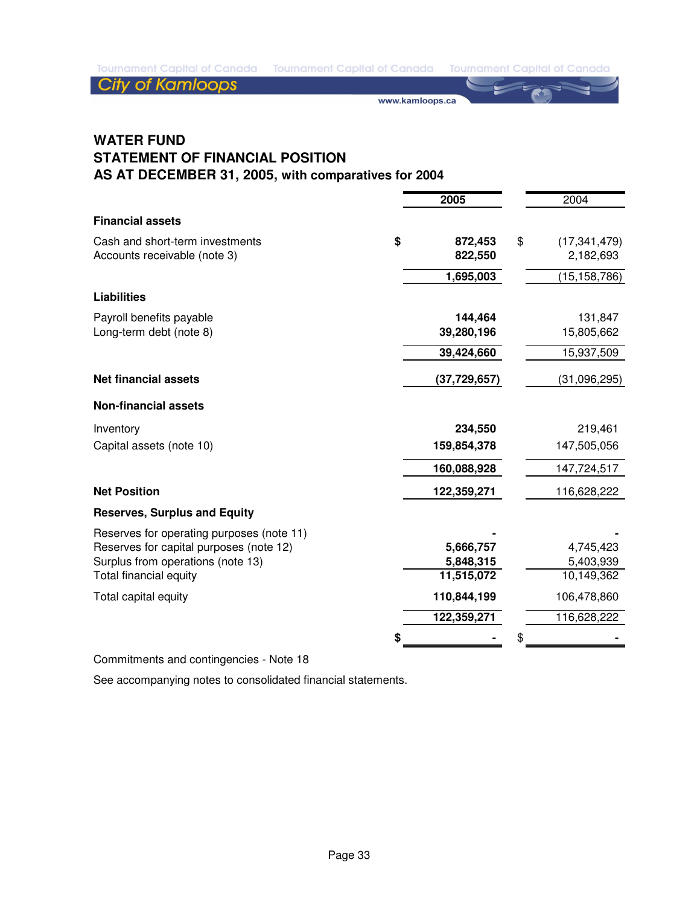# WATER FUND
## STATEMENT OF FINANCIAL POSITION
## AS AT DECEMBER 31, 2005, with comparatives for 2004

| | 2005 | 2004 |
|---|---|---|
| **Financial assets** | | |
| Cash and short-term investments | **$ 872,453** | $ (17,341,479) |
| Accounts receivable (note 3) | **822,550** | 2,182,693 |
| | **1,695,003** | (15,158,786) |
| **Liabilities** | | |
| Payroll benefits payable | **144,464** | 131,847 |
| Long-term debt (note 8) | **39,280,196** | 15,805,662 |
| | **39,424,660** | 15,937,509 |
| **Net financial assets** | **(37,729,657)** | (31,096,295) |
| **Non-financial assets** | | |
| Inventory | **234,550** | 219,461 |
| Capital assets (note 10) | **159,854,378** | 147,505,056 |
| | **160,088,928** | 147,724,517 |
| **Net Position** | **122,359,271** | 116,628,222 |
| **Reserves, Surplus and Equity** | | |
| Reserves for operating purposes (note 11) | **-** | - |
| Reserves for capital purposes (note 12) | **5,666,757** | 4,745,423 |
| Surplus from operations (note 13) | **5,848,315** | 5,403,939 |
| Total financial equity | **11,515,072** | 10,149,362 |
| Total capital equity | **110,844,199** | 106,478,860 |
| | **122,359,271** | 116,628,222 |
| | **$ -** | $ - |

Commitments and contingencies - Note 18

See accompanying notes to consolidated financial statements.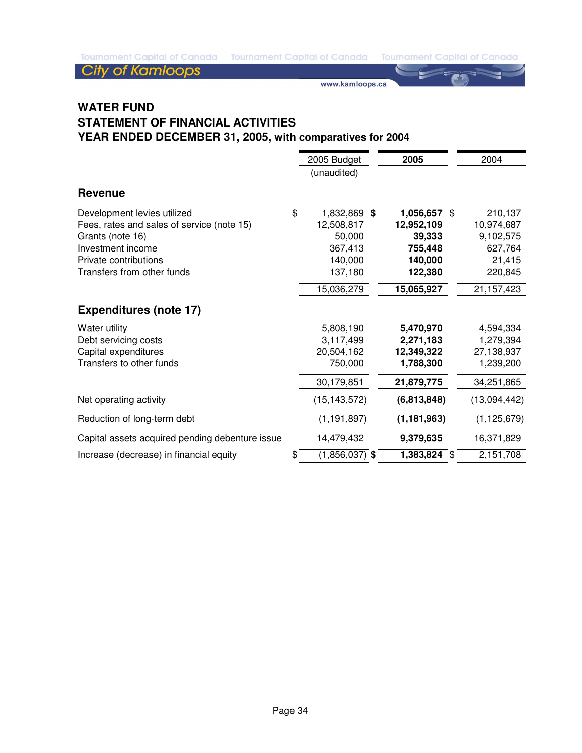# WATER FUND
## STATEMENT OF FINANCIAL ACTIVITIES
## YEAR ENDED DECEMBER 31, 2005, with comparatives for 2004

| | 2005 Budget (unaudited) | 2005 | 2004 |
|---|---|---|---|
| **Revenue** | | | |
| Development levies utilized | $ 1,832,869 | **$ 1,056,657** | $ 210,137 |
| Fees, rates and sales of service (note 15) | 12,508,817 | **12,952,109** | 10,974,687 |
| Grants (note 16) | 50,000 | **39,333** | 9,102,575 |
| Investment income | 367,413 | **755,448** | 627,764 |
| Private contributions | 140,000 | **140,000** | 21,415 |
| Transfers from other funds | 137,180 | **122,380** | 220,845 |
| | 15,036,279 | **15,065,927** | 21,157,423 |
| **Expenditures (note 17)** | | | |
| Water utility | 5,808,190 | **5,470,970** | 4,594,334 |
| Debt servicing costs | 3,117,499 | **2,271,183** | 1,279,394 |
| Capital expenditures | 20,504,162 | **12,349,322** | 27,138,937 |
| Transfers to other funds | 750,000 | **1,788,300** | 1,239,200 |
| | 30,179,851 | **21,879,775** | 34,251,865 |
| Net operating activity | (15,143,572) | **(6,813,848)** | (13,094,442) |
| Reduction of long-term debt | (1,191,897) | **(1,181,963)** | (1,125,679) |
| Capital assets acquired pending debenture issue | 14,479,432 | **9,379,635** | 16,371,829 |
| Increase (decrease) in financial equity | $ (1,856,037) | **$ 1,383,824** | $ 2,151,708 |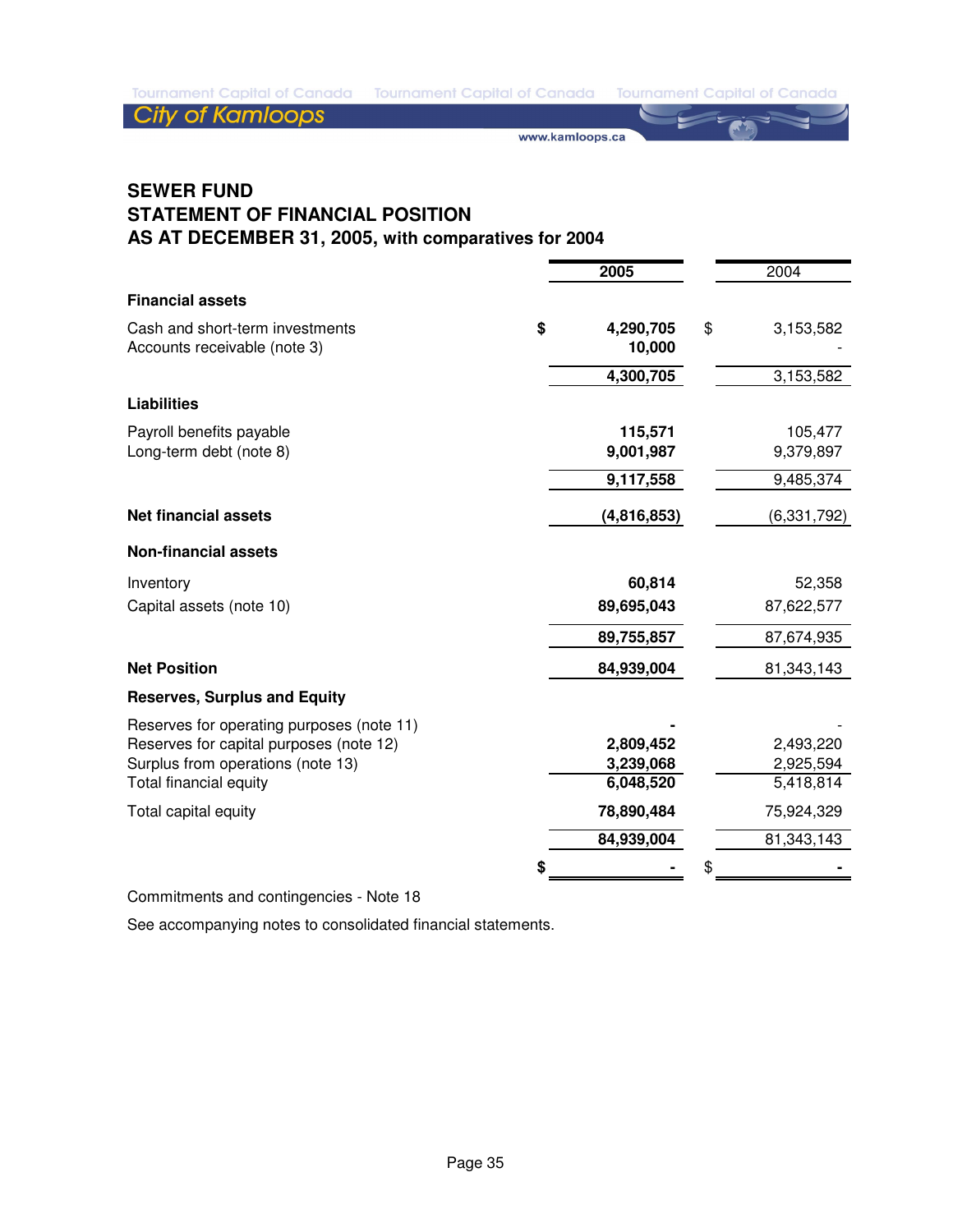# SEWER FUND
## STATEMENT OF FINANCIAL POSITION
### AS AT DECEMBER 31, 2005, with comparatives for 2004

| | 2005 | 2004 |
|---|---|---|
| **Financial assets** | | |
| Cash and short-term investments | $ **4,290,705** | $ 3,153,582 |
| Accounts receivable (note 3) | **10,000** | - |
| | **4,300,705** | 3,153,582 |
| **Liabilities** | | |
| Payroll benefits payable | **115,571** | 105,477 |
| Long-term debt (note 8) | **9,001,987** | 9,379,897 |
| | **9,117,558** | 9,485,374 |
| **Net financial assets** | **(4,816,853)** | (6,331,792) |
| **Non-financial assets** | | |
| Inventory | **60,814** | 52,358 |
| Capital assets (note 10) | **89,695,043** | 87,622,577 |
| | **89,755,857** | 87,674,935 |
| **Net Position** | **84,939,004** | 81,343,143 |
| **Reserves, Surplus and Equity** | | |
| Reserves for operating purposes (note 11) | **-** | - |
| Reserves for capital purposes (note 12) | **2,809,452** | 2,493,220 |
| Surplus from operations (note 13) | **3,239,068** | 2,925,594 |
| Total financial equity | **6,048,520** | 5,418,814 |
| Total capital equity | **78,890,484** | 75,924,329 |
| | **84,939,004** | 81,343,143 |
| | $ **-** | $ - |

Commitments and contingencies - Note 18

See accompanying notes to consolidated financial statements.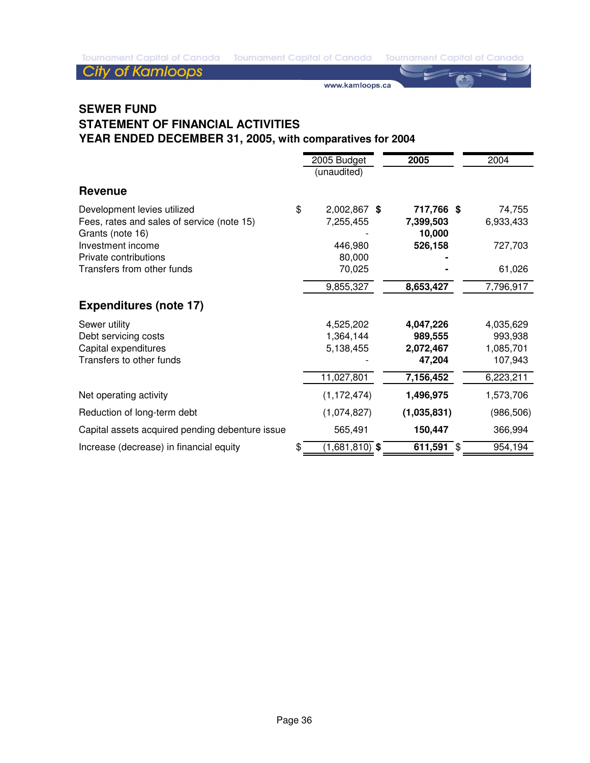## SEWER FUND
## STATEMENT OF FINANCIAL ACTIVITIES
## YEAR ENDED DECEMBER 31, 2005, with comparatives for 2004

| | 2005 Budget (unaudited) | **2005** | 2004 |
|---|---|---|---|
| **Revenue** | | | |
| Development levies utilized | $ 2,002,867 | **$ 717,766** | $ 74,755 |
| Fees, rates and sales of service (note 15) | 7,255,455 | **7,399,503** | 6,933,433 |
| Grants (note 16) | - | **10,000** | |
| Investment income | 446,980 | **526,158** | 727,703 |
| Private contributions | 80,000 | **-** | |
| Transfers from other funds | 70,025 | **-** | 61,026 |
| | 9,855,327 | **8,653,427** | 7,796,917 |
| **Expenditures (note 17)** | | | |
| Sewer utility | 4,525,202 | **4,047,226** | 4,035,629 |
| Debt servicing costs | 1,364,144 | **989,555** | 993,938 |
| Capital expenditures | 5,138,455 | **2,072,467** | 1,085,701 |
| Transfers to other funds | - | **47,204** | 107,943 |
| | 11,027,801 | **7,156,452** | 6,223,211 |
| Net operating activity | (1,172,474) | **1,496,975** | 1,573,706 |
| Reduction of long-term debt | (1,074,827) | **(1,035,831)** | (986,506) |
| Capital assets acquired pending debenture issue | 565,491 | **150,447** | 366,994 |
| Increase (decrease) in financial equity | $ (1,681,810) | **$ 611,591** | $ 954,194 |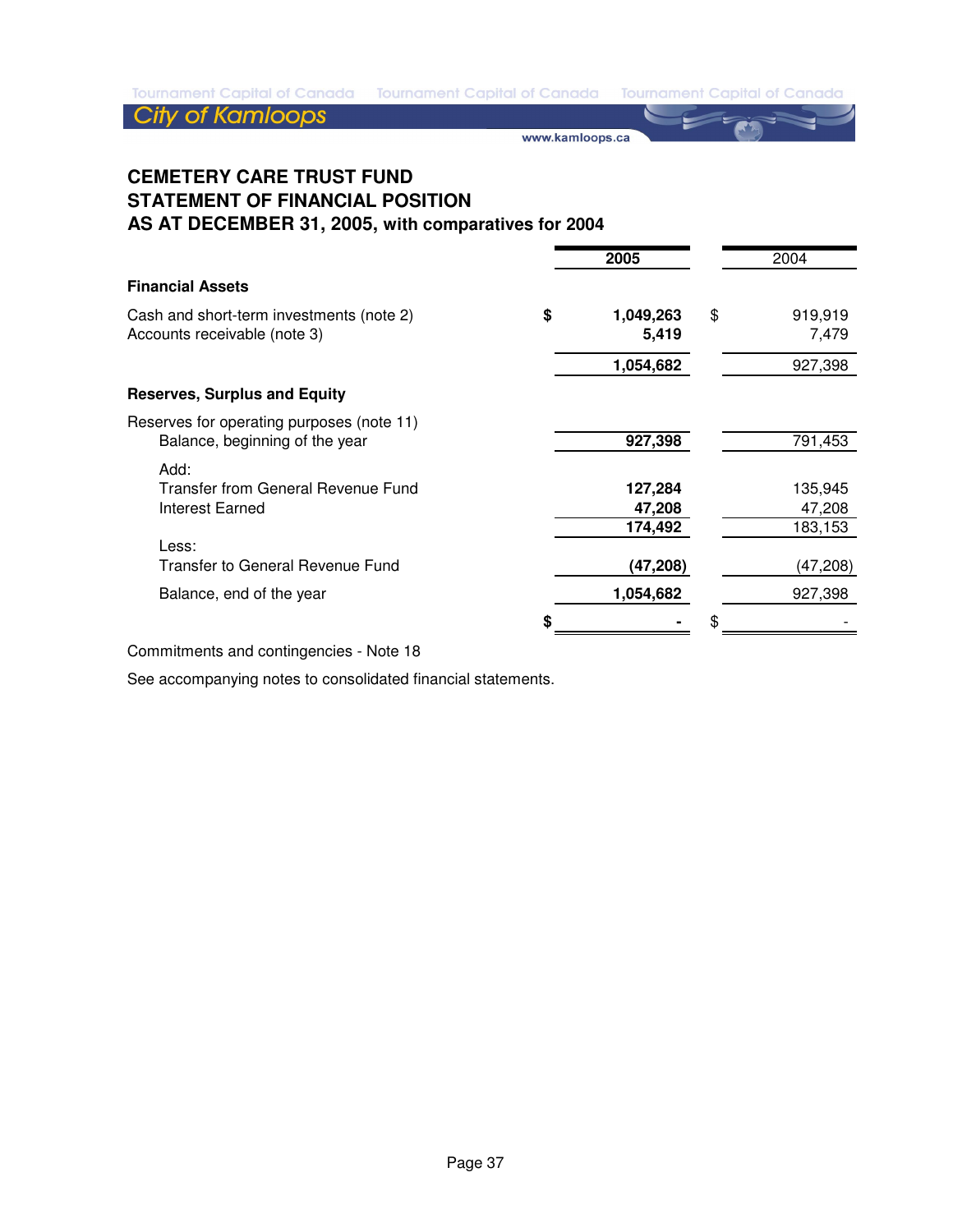# CEMETERY CARE TRUST FUND
## STATEMENT OF FINANCIAL POSITION
## AS AT DECEMBER 31, 2005, with comparatives for 2004

| | 2005 | 2004 |
|---|---|---|
| **Financial Assets** | | |
| Cash and short-term investments (note 2) | $ 1,049,263 | $ 919,919 |
| Accounts receivable (note 3) | 5,419 | 7,479 |
| | 1,054,682 | 927,398 |
| **Reserves, Surplus and Equity** | | |
| Reserves for operating purposes (note 11) | | |
| Balance, beginning of the year | 927,398 | 791,453 |
| Add: | | |
| Transfer from General Revenue Fund | 127,284 | 135,945 |
| Interest Earned | 47,208 | 47,208 |
| | 174,492 | 183,153 |
| Less: | | |
| Transfer to General Revenue Fund | (47,208) | (47,208) |
| Balance, end of the year | 1,054,682 | 927,398 |
| | $ - | $ - |

Commitments and contingencies - Note 18

See accompanying notes to consolidated financial statements.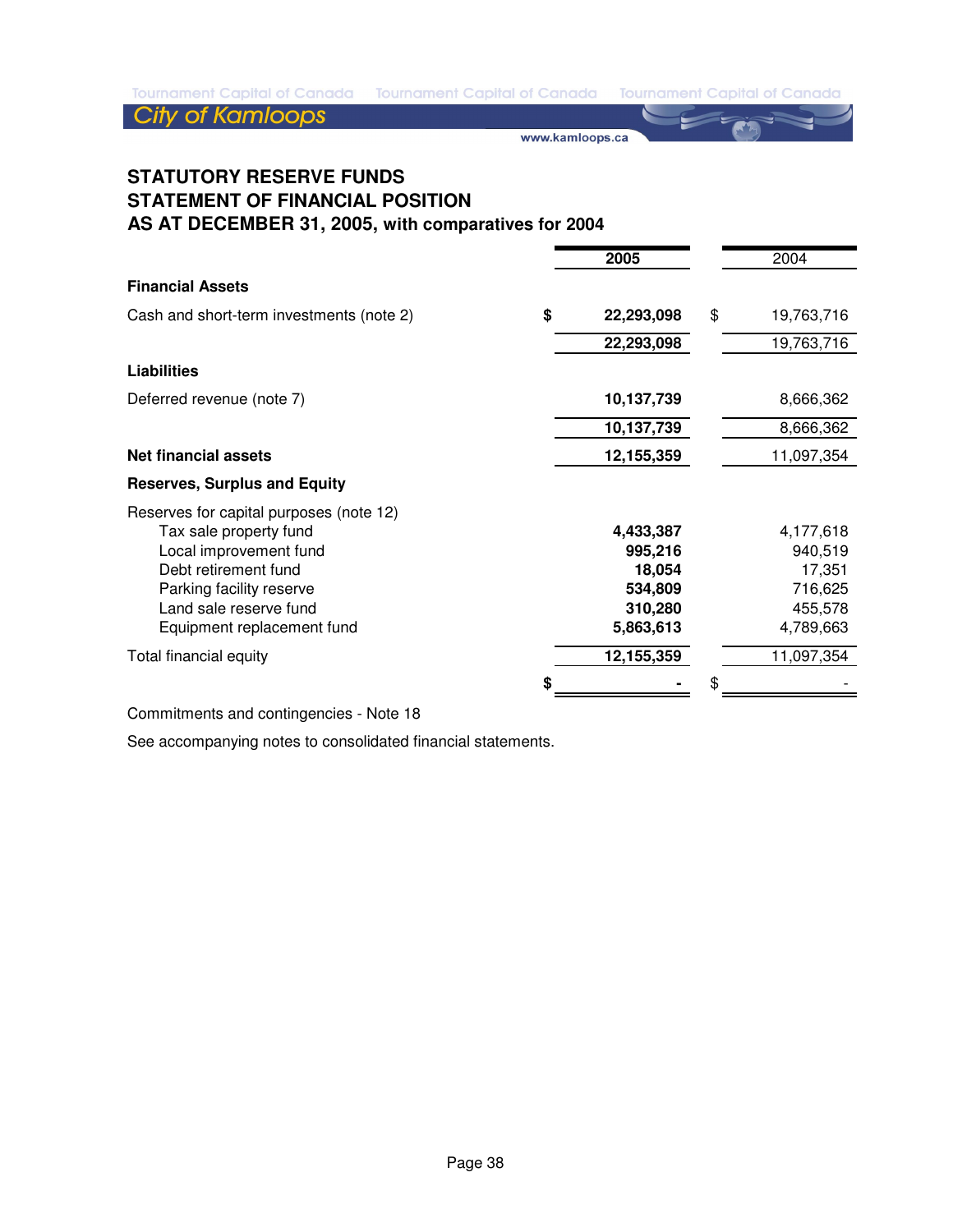# STATUTORY RESERVE FUNDS
# STATEMENT OF FINANCIAL POSITION
## AS AT DECEMBER 31, 2005, with comparatives for 2004

| | | 2005 | | 2004 |
|---|---|---|---|---|
| **Financial Assets** | | | | |
| Cash and short-term investments (note 2) | $ | **22,293,098** | $ | 19,763,716 |
| | | **22,293,098** | | 19,763,716 |
| **Liabilities** | | | | |
| Deferred revenue (note 7) | | **10,137,739** | | 8,666,362 |
| | | **10,137,739** | | 8,666,362 |
| **Net financial assets** | | **12,155,359** | | 11,097,354 |
| **Reserves, Surplus and Equity** | | | | |
| Reserves for capital purposes (note 12) | | | | |
| Tax sale property fund | | **4,433,387** | | 4,177,618 |
| Local improvement fund | | **995,216** | | 940,519 |
| Debt retirement fund | | **18,054** | | 17,351 |
| Parking facility reserve | | **534,809** | | 716,625 |
| Land sale reserve fund | | **310,280** | | 455,578 |
| Equipment replacement fund | | **5,863,613** | | 4,789,663 |
| Total financial equity | | **12,155,359** | | 11,097,354 |
| | $ | **-** | $ | - |

Commitments and contingencies - Note 18

See accompanying notes to consolidated financial statements.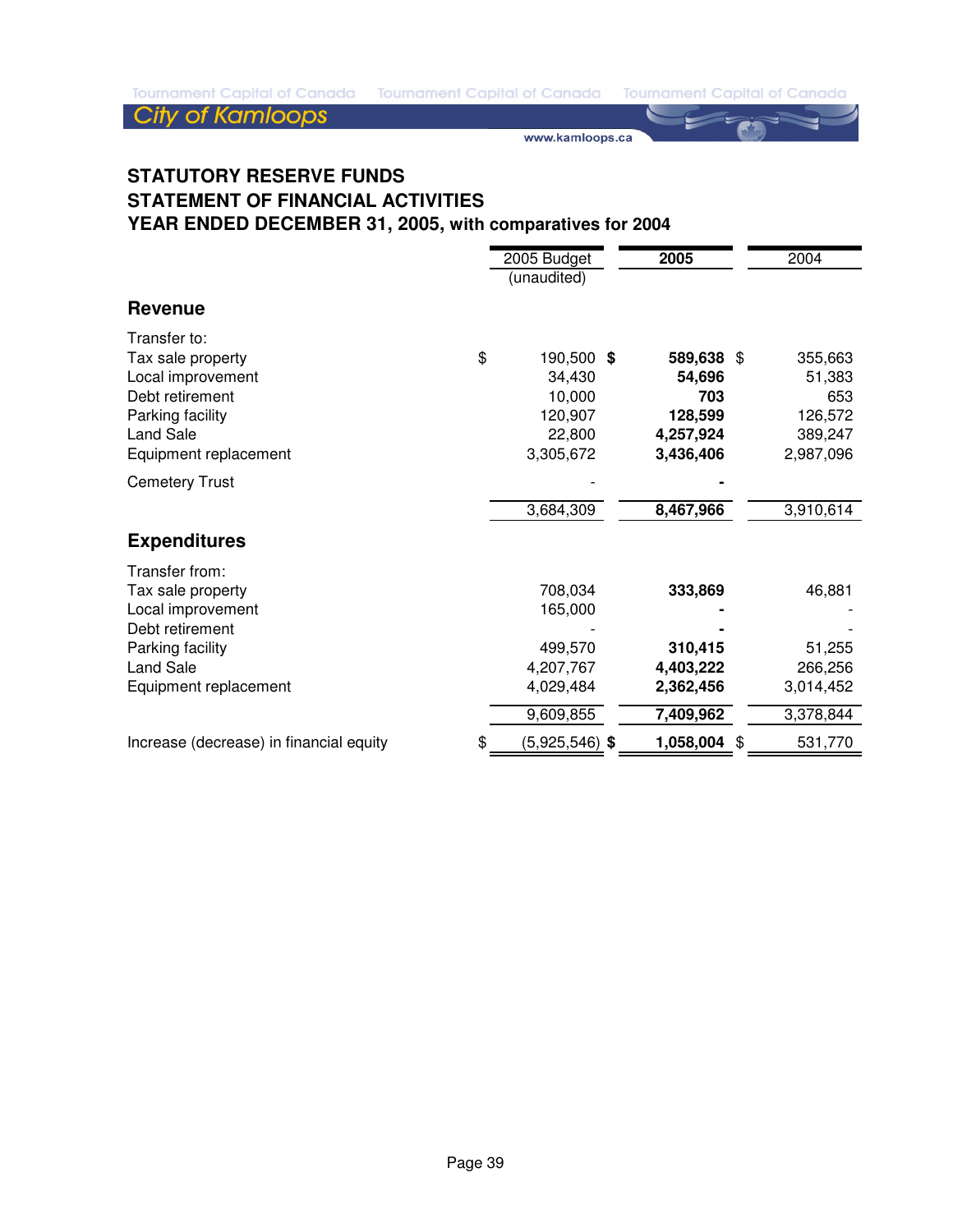## STATUTORY RESERVE FUNDS
## STATEMENT OF FINANCIAL ACTIVITIES
## YEAR ENDED DECEMBER 31, 2005, with comparatives for 2004

| | 2005 Budget (unaudited) | **2005** | 2004 |
|---|---|---|---|
| **Revenue** | | | |
| Transfer to: | | | |
| Tax sale property | $ 190,500 | **$ 589,638** | $ 355,663 |
| Local improvement | 34,430 | **54,696** | 51,383 |
| Debt retirement | 10,000 | **703** | 653 |
| Parking facility | 120,907 | **128,599** | 126,572 |
| Land Sale | 22,800 | **4,257,924** | 389,247 |
| Equipment replacement | 3,305,672 | **3,436,406** | 2,987,096 |
| Cemetery Trust | - | **-** | |
| | 3,684,309 | **8,467,966** | 3,910,614 |
| **Expenditures** | | | |
| Transfer from: | | | |
| Tax sale property | 708,034 | **333,869** | 46,881 |
| Local improvement | 165,000 | **-** | - |
| Debt retirement | - | **-** | - |
| Parking facility | 499,570 | **310,415** | 51,255 |
| Land Sale | 4,207,767 | **4,403,222** | 266,256 |
| Equipment replacement | 4,029,484 | **2,362,456** | 3,014,452 |
| | 9,609,855 | **7,409,962** | 3,378,844 |
| Increase (decrease) in financial equity | $ (5,925,546) | **$ 1,058,004** | $ 531,770 |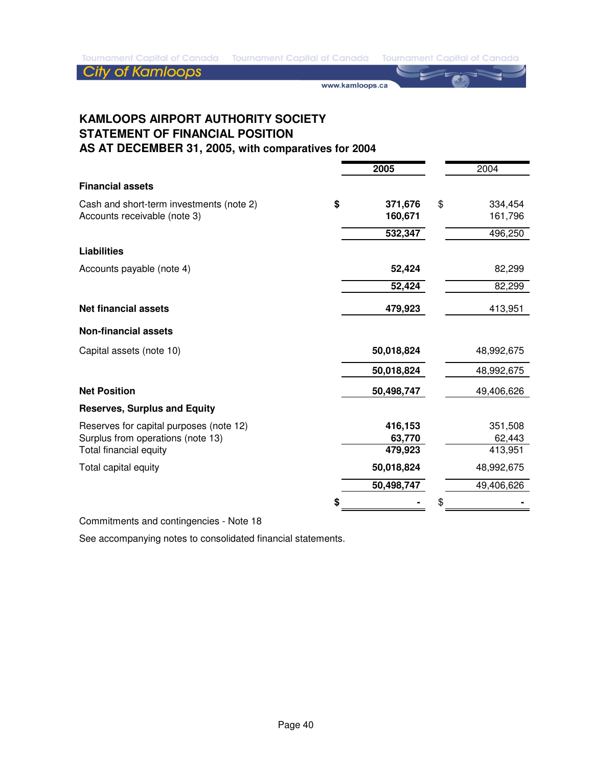# KAMLOOPS AIRPORT AUTHORITY SOCIETY
## STATEMENT OF FINANCIAL POSITION
## AS AT DECEMBER 31, 2005, with comparatives for 2004

| | 2005 | 2004 |
|---|---|---|
| **Financial assets** | | |
| Cash and short-term investments (note 2) | $ **371,676** | $ 334,454 |
| Accounts receivable (note 3) | **160,671** | 161,796 |
| | **532,347** | 496,250 |
| **Liabilities** | | |
| Accounts payable (note 4) | **52,424** | 82,299 |
| | **52,424** | 82,299 |
| **Net financial assets** | **479,923** | 413,951 |
| **Non-financial assets** | | |
| Capital assets (note 10) | **50,018,824** | 48,992,675 |
| | **50,018,824** | 48,992,675 |
| **Net Position** | **50,498,747** | 49,406,626 |
| **Reserves, Surplus and Equity** | | |
| Reserves for capital purposes (note 12) | **416,153** | 351,508 |
| Surplus from operations (note 13) | **63,770** | 62,443 |
| Total financial equity | **479,923** | 413,951 |
| Total capital equity | **50,018,824** | 48,992,675 |
| | **50,498,747** | 49,406,626 |
| | $ **-** | $ - |

Commitments and contingencies - Note 18

See accompanying notes to consolidated financial statements.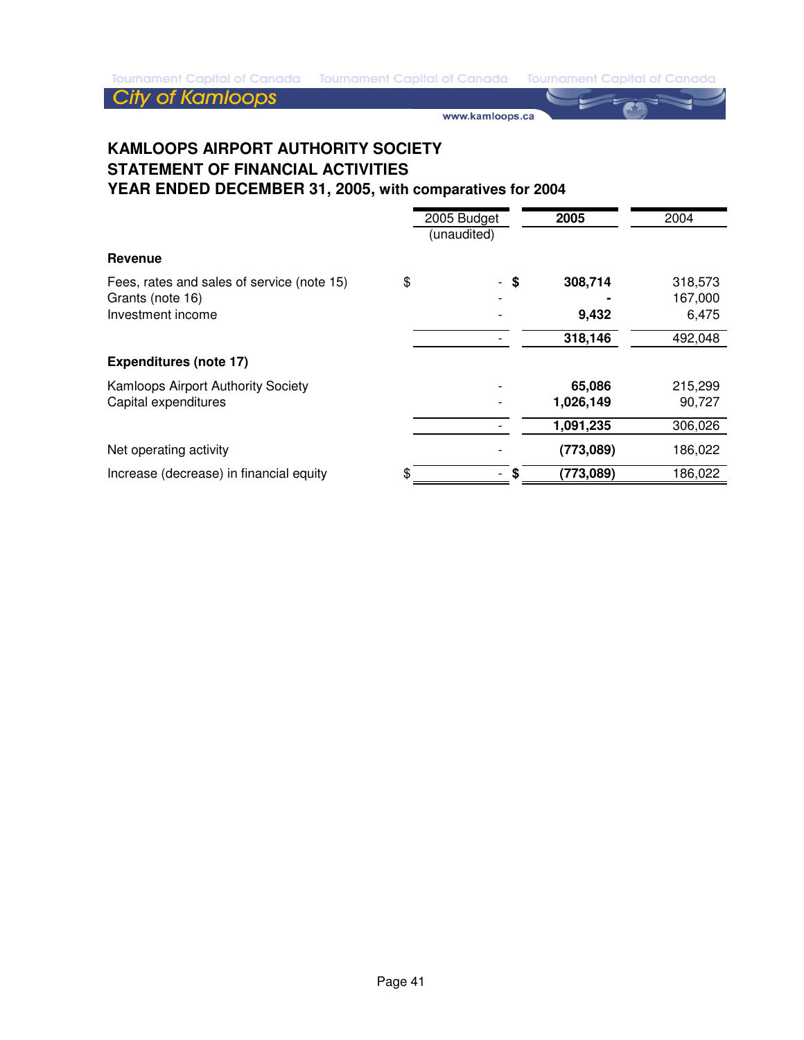# KAMLOOPS AIRPORT AUTHORITY SOCIETY
## STATEMENT OF FINANCIAL ACTIVITIES
## YEAR ENDED DECEMBER 31, 2005, with comparatives for 2004

| | 2005 Budget (unaudited) | 2005 | 2004 |
|---|---|---|---|
| **Revenue** | | | |
| Fees, rates and sales of service (note 15) | $ - | $ **308,714** | 318,573 |
| Grants (note 16) | - | **-** | 167,000 |
| Investment income | - | **9,432** | 6,475 |
| | - | **318,146** | 492,048 |
| **Expenditures (note 17)** | | | |
| Kamloops Airport Authority Society | - | **65,086** | 215,299 |
| Capital expenditures | - | **1,026,149** | 90,727 |
| | - | **1,091,235** | 306,026 |
| Net operating activity | - | **(773,089)** | 186,022 |
| Increase (decrease) in financial equity | $ - | $ **(773,089)** | 186,022 |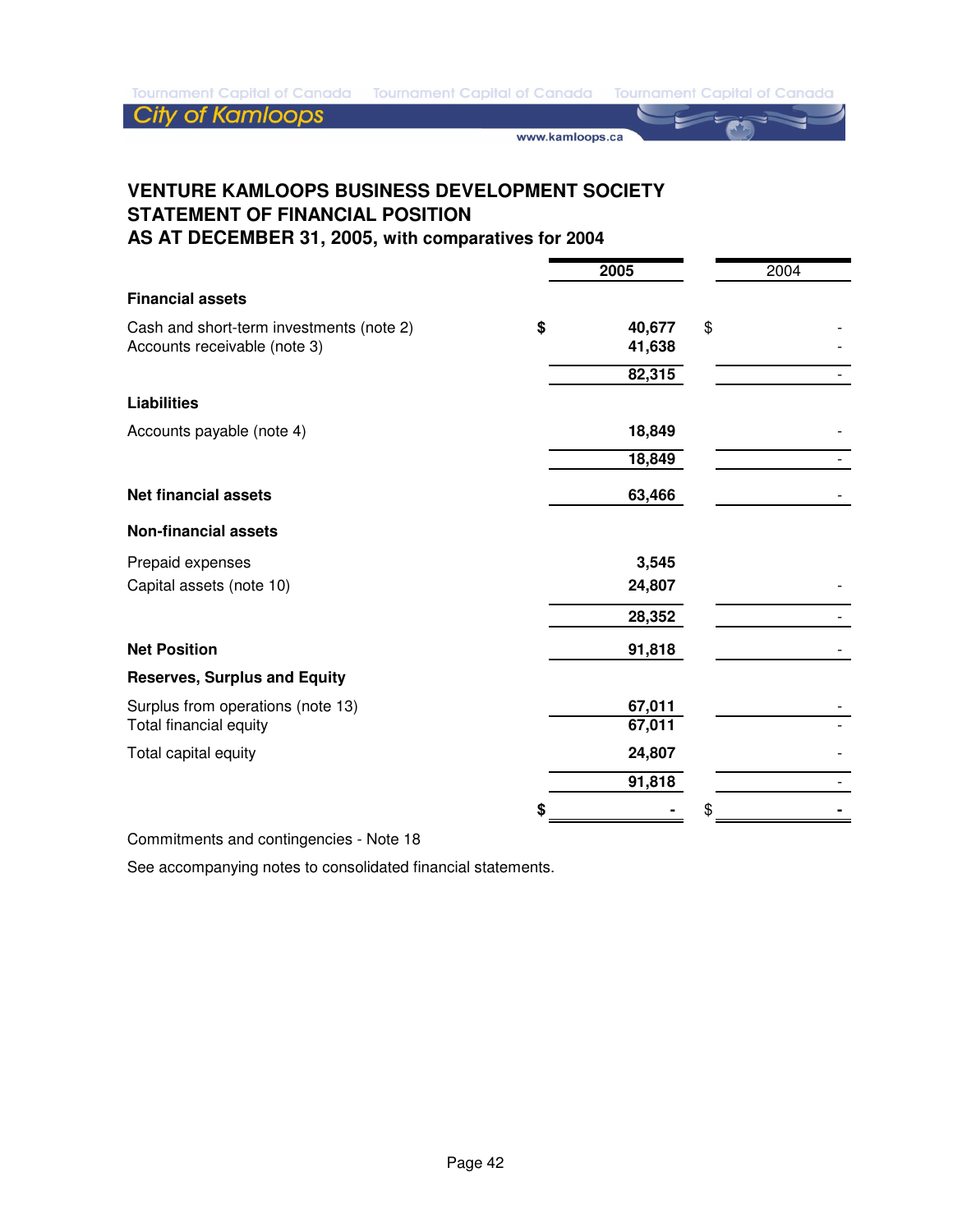# VENTURE KAMLOOPS BUSINESS DEVELOPMENT SOCIETY
## STATEMENT OF FINANCIAL POSITION
### AS AT DECEMBER 31, 2005, with comparatives for 2004

| | | 2005 | | 2004 |
|---|---|---|---|---|
| **Financial assets** | | | | |
| Cash and short-term investments (note 2) | $ | 40,677 | $ | - |
| Accounts receivable (note 3) | | 41,638 | | - |
| | | 82,315 | | - |
| **Liabilities** | | | | |
| Accounts payable (note 4) | | 18,849 | | - |
| | | 18,849 | | - |
| **Net financial assets** | | 63,466 | | - |
| **Non-financial assets** | | | | |
| Prepaid expenses | | 3,545 | | |
| Capital assets (note 10) | | 24,807 | | - |
| | | 28,352 | | - |
| **Net Position** | | 91,818 | | - |
| **Reserves, Surplus and Equity** | | | | |
| Surplus from operations (note 13) | | 67,011 | | - |
| Total financial equity | | 67,011 | | - |
| Total capital equity | | 24,807 | | - |
| | | 91,818 | | - |
| | $ | - | $ | - |

Commitments and contingencies - Note 18

See accompanying notes to consolidated financial statements.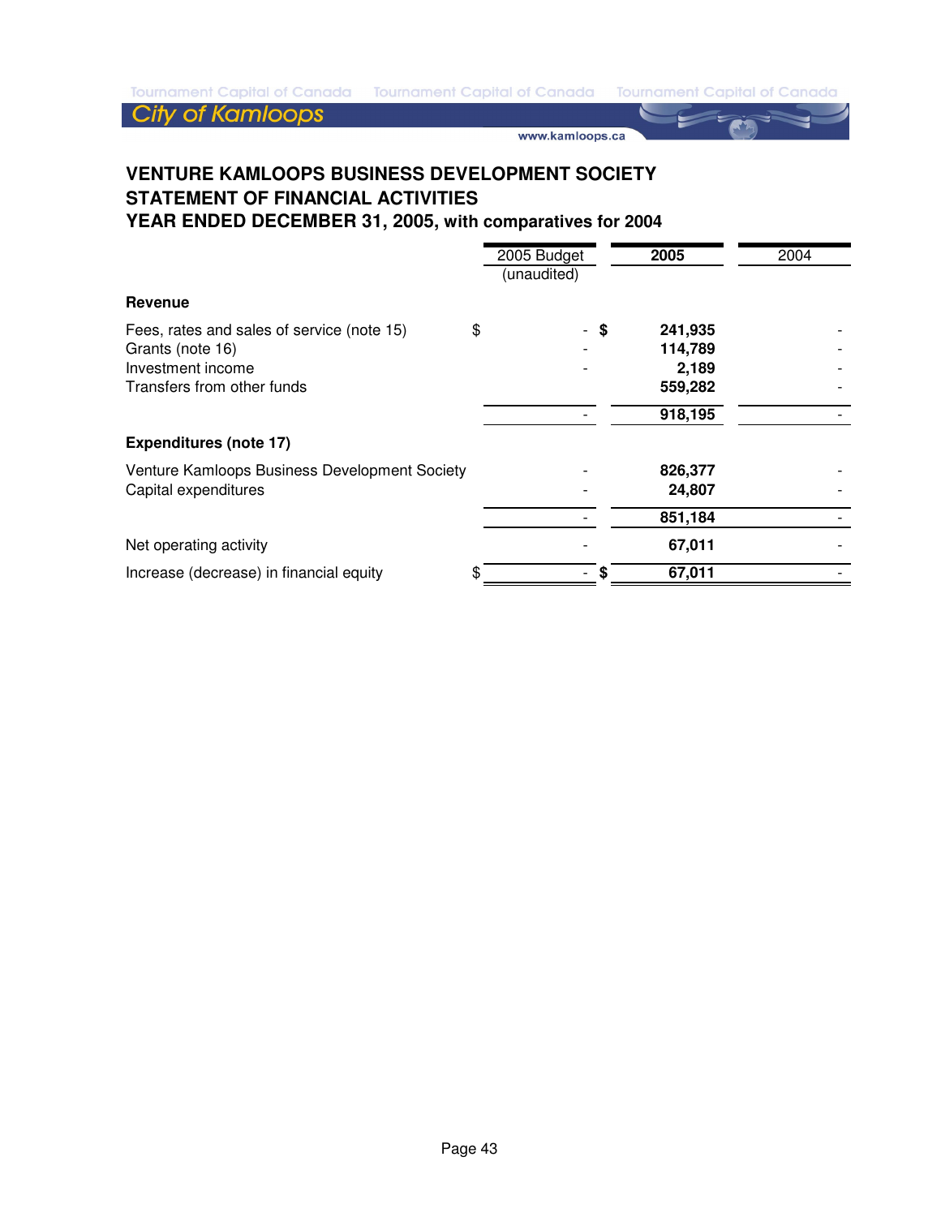## VENTURE KAMLOOPS BUSINESS DEVELOPMENT SOCIETY
## STATEMENT OF FINANCIAL ACTIVITIES
## YEAR ENDED DECEMBER 31, 2005, with comparatives for 2004

| | 2005 Budget (unaudited) | 2005 | 2004 |
|---|---|---|---|
| **Revenue** | | | |
| Fees, rates and sales of service (note 15) | $ - | $ 241,935 | - |
| Grants (note 16) | - | 114,789 | - |
| Investment income | - | 2,189 | - |
| Transfers from other funds | - | 559,282 | - |
| | - | 918,195 | - |
| **Expenditures (note 17)** | | | |
| Venture Kamloops Business Development Society | - | 826,377 | - |
| Capital expenditures | - | 24,807 | - |
| | - | 851,184 | - |
| Net operating activity | - | 67,011 | - |
| Increase (decrease) in financial equity | $ - | $ 67,011 | - |